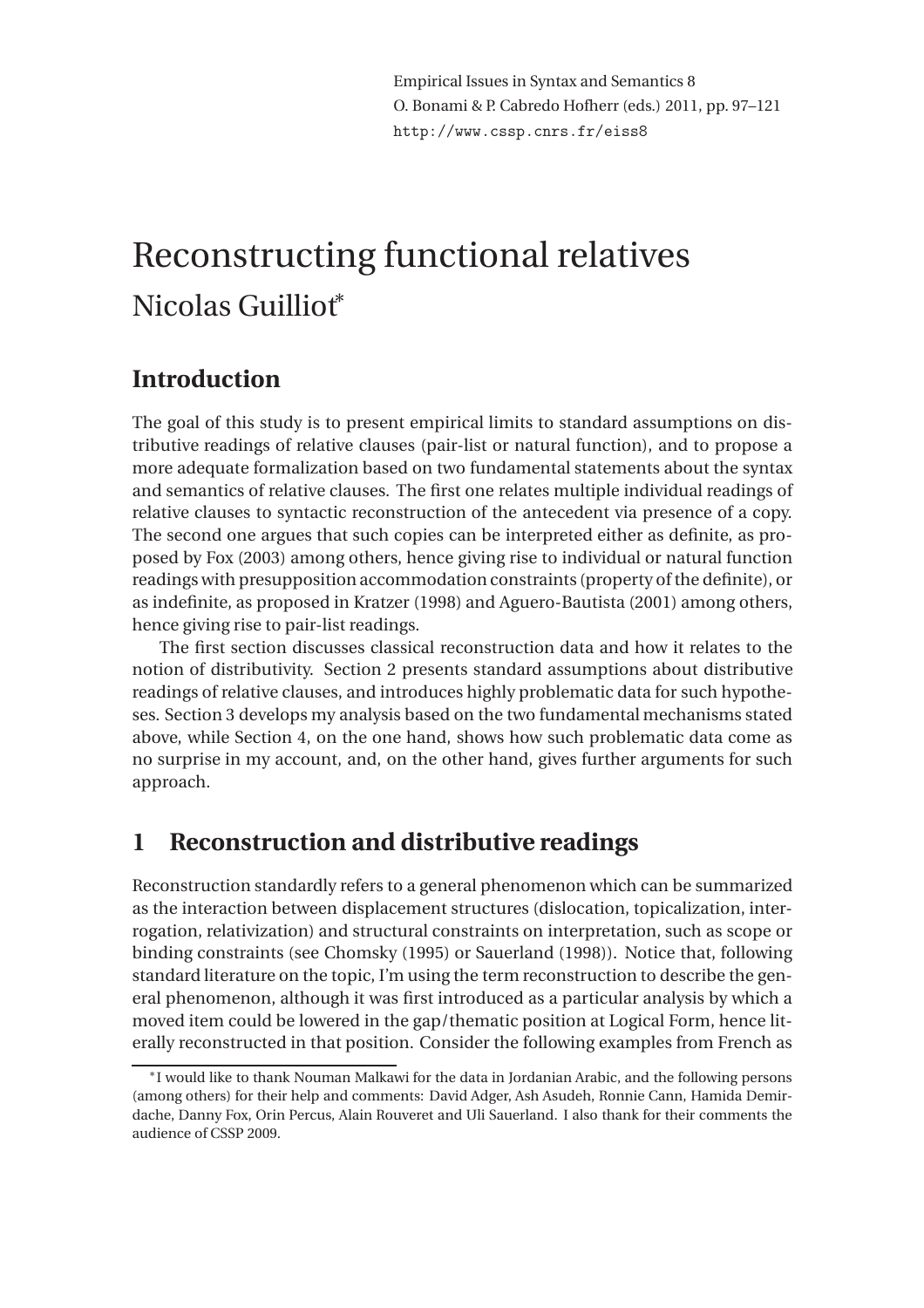# Reconstructing functional relatives

Nicolas Guilliot*

## Introduction

The goal of this study is to present empirical limits to standard assumptions on distributive readings of relative clauses (pair-list or natural function), and to propose a more adequate formalization based on two fundamental statements about the syntax and semantics of relative clauses. The first one relates multiple individual readings of relative clauses to syntactic reconstruction of the antecedent via presence of a copy. The second one argues that such copies can be interpreted either as definite, as proposed by Fox (2003) among others, hence giving rise to individual or natural function readings with presupposition accommodation constraints (property of the definite), or as indefinite, as proposed in Kratzer (1998) and Aguero-Bautista (2001) among others, hence giving rise to pair-list readings.

The first section discusses classical reconstruction data and how it relates to the notion of distributivity. Section 2 presents standard assumptions about distributive readings of relative clauses, and introduces highly problematic data for such hypotheses. Section 3 develops my analysis based on the two fundamental mechanisms stated above, while Section 4, on the one hand, shows how such problematic data come as no surprise in my account, and, on the other hand, gives further arguments for such approach.

## 1 Reconstruction and distributive readings

Reconstruction standardly refers to a general phenomenon which can be summarized as the interaction between displacement structures (dislocation, topicalization, interrogation, relativization) and structural constraints on interpretation, such as scope or binding constraints (see Chomsky (1995) or Sauerland (1998)). Notice that, following standard literature on the topic, I'm using the term reconstruction to describe the general phenomenon, although it was first introduced as a particular analysis by which a moved item could be lowered in the gap/thematic position at Logical Form, hence literally reconstructed in that position. Consider the following examples from French as

*I would like to thank Nouman Malkawi for the data in Jordanian Arabic, and the following persons (among others) for their help and comments: David Adger, Ash Asudeh, Ronnie Cann, Hamida Demirdache, Danny Fox, Orin Percus, Alain Rouveret and Uli Sauerland. I also thank for their comments the audience of CSSP 2009.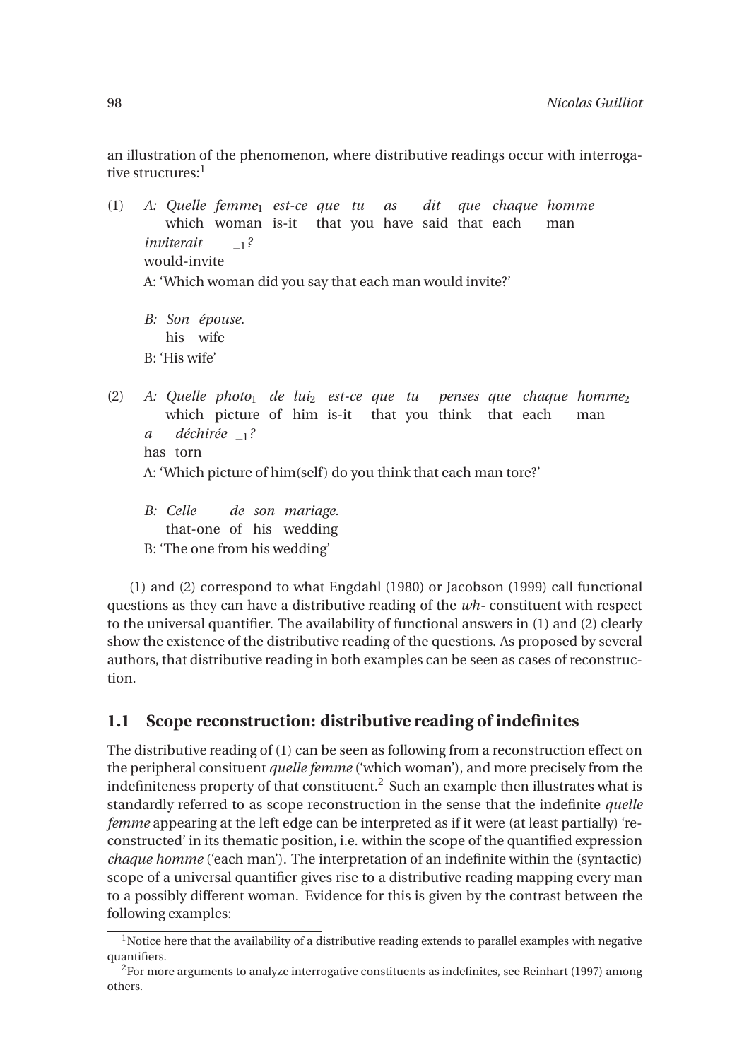an illustration of the phenomenon, where distributive readings occur with interrogative structures:[1]

(1) A: *Quelle femme*$_1$ *est-ce que tu as dit que chaque homme inviterait* \_$_1$*?*
which woman is-it that you have said that each man would-invite
A: 'Which woman did you say that each man would invite?'

B: *Son épouse.*
his wife
B: 'His wife'

(2) A: *Quelle photo*$_1$ *de lui*$_2$ *est-ce que tu penses que chaque homme*$_2$ *a déchirée* \_$_1$*?*
which picture of him is-it that you think that each man has torn
A: 'Which picture of him(self) do you think that each man tore?'

B: *Celle de son mariage.*
that-one of his wedding
B: 'The one from his wedding'

(1) and (2) correspond to what Engdahl (1980) or Jacobson (1999) call functional questions as they can have a distributive reading of the *wh-* constituent with respect to the universal quantifier. The availability of functional answers in (1) and (2) clearly show the existence of the distributive reading of the questions. As proposed by several authors, that distributive reading in both examples can be seen as cases of reconstruction.

## 1.1 Scope reconstruction: distributive reading of indefinites

The distributive reading of (1) can be seen as following from a reconstruction effect on the peripheral consituent *quelle femme* ('which woman'), and more precisely from the indefiniteness property of that constituent.[2] Such an example then illustrates what is standardly referred to as scope reconstruction in the sense that the indefinite *quelle femme* appearing at the left edge can be interpreted as if it were (at least partially) 'reconstructed' in its thematic position, i.e. within the scope of the quantified expression *chaque homme* ('each man'). The interpretation of an indefinite within the (syntactic) scope of a universal quantifier gives rise to a distributive reading mapping every man to a possibly different woman. Evidence for this is given by the contrast between the following examples:

[1] Notice here that the availability of a distributive reading extends to parallel examples with negative quantifiers.

[2] For more arguments to analyze interrogative constituents as indefinites, see Reinhart (1997) among others.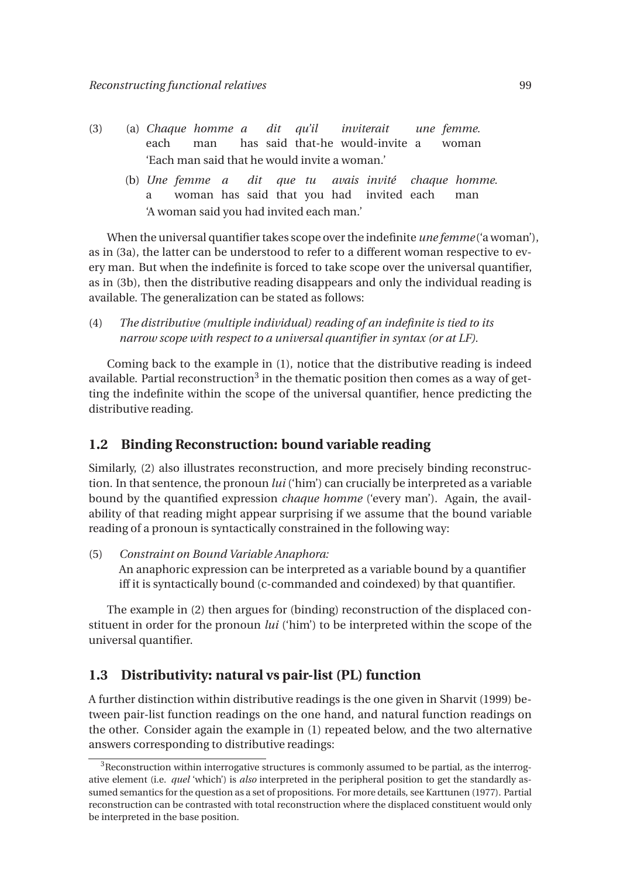(3) (a) *Chaque homme a dit qu'il inviterait une femme.*
each man has said that-he would-invite a woman
'Each man said that he would invite a woman.'

(b) *Une femme a dit que tu avais invité chaque homme.*
a woman has said that you had invited each man
'A woman said you had invited each man.'

When the universal quantifier takes scope over the indefinite *une femme* ('a woman'), as in (3a), the latter can be understood to refer to a different woman respective to every man. But when the indefinite is forced to take scope over the universal quantifier, as in (3b), then the distributive reading disappears and only the individual reading is available. The generalization can be stated as follows:

(4) *The distributive (multiple individual) reading of an indefinite is tied to its narrow scope with respect to a universal quantifier in syntax (or at LF).*

Coming back to the example in (1), notice that the distributive reading is indeed available. Partial reconstruction[3] in the thematic position then comes as a way of getting the indefinite within the scope of the universal quantifier, hence predicting the distributive reading.

## 1.2 Binding Reconstruction: bound variable reading

Similarly, (2) also illustrates reconstruction, and more precisely binding reconstruction. In that sentence, the pronoun *lui* ('him') can crucially be interpreted as a variable bound by the quantified expression *chaque homme* ('every man'). Again, the availability of that reading might appear surprising if we assume that the bound variable reading of a pronoun is syntactically constrained in the following way:

(5) *Constraint on Bound Variable Anaphora:*
An anaphoric expression can be interpreted as a variable bound by a quantifier iff it is syntactically bound (c-commanded and coindexed) by that quantifier.

The example in (2) then argues for (binding) reconstruction of the displaced constituent in order for the pronoun *lui* ('him') to be interpreted within the scope of the universal quantifier.

## 1.3 Distributivity: natural vs pair-list (PL) function

A further distinction within distributive readings is the one given in Sharvit (1999) between pair-list function readings on the one hand, and natural function readings on the other. Consider again the example in (1) repeated below, and the two alternative answers corresponding to distributive readings:

[3] Reconstruction within interrogative structures is commonly assumed to be partial, as the interrogative element (i.e. *quel* 'which') is *also* interpreted in the peripheral position to get the standardly assumed semantics for the question as a set of propositions. For more details, see Karttunen (1977). Partial reconstruction can be contrasted with total reconstruction where the displaced constituent would only be interpreted in the base position.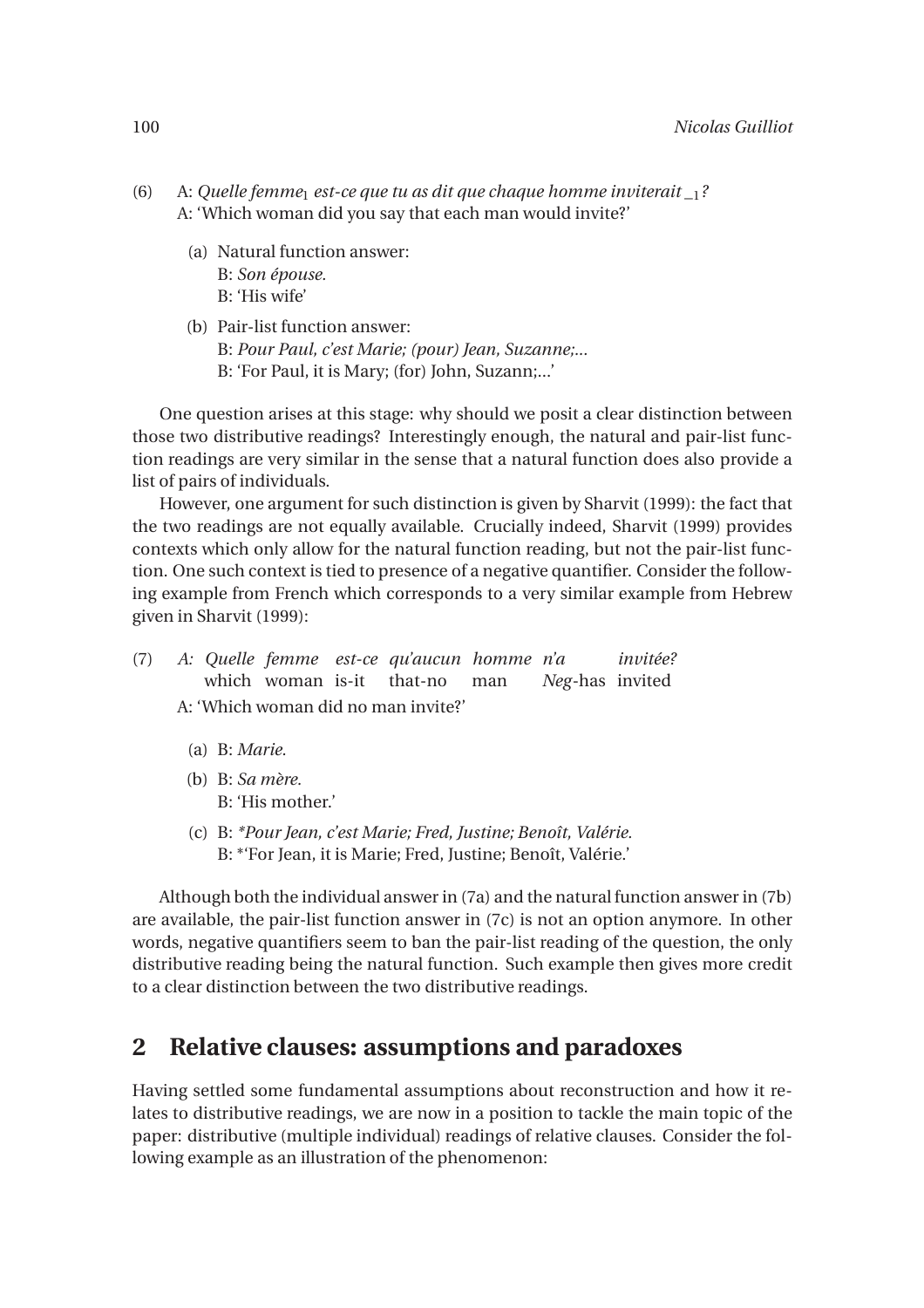(6) A: *Quelle femme*$_1$ *est-ce que tu as dit que chaque homme inviterait* $\_{1}$*?*
A: 'Which woman did you say that each man would invite?'

   (a) Natural function answer:
   B: *Son épouse.*
   B: 'His wife'

   (b) Pair-list function answer:
   B: *Pour Paul, c'est Marie; (pour) Jean, Suzanne;...*
   B: 'For Paul, it is Mary; (for) John, Suzann;...'

One question arises at this stage: why should we posit a clear distinction between those two distributive readings? Interestingly enough, the natural and pair-list function readings are very similar in the sense that a natural function does also provide a list of pairs of individuals.

However, one argument for such distinction is given by Sharvit (1999): the fact that the two readings are not equally available. Crucially indeed, Sharvit (1999) provides contexts which only allow for the natural function reading, but not the pair-list function. One such context is tied to presence of a negative quantifier. Consider the following example from French which corresponds to a very similar example from Hebrew given in Sharvit (1999):

(7) A: *Quelle femme est-ce qu'aucun homme n'a invitée?*
   which woman is-it that-no man *Neg*-has invited
A: 'Which woman did no man invite?'

   (a) B: *Marie.*

   (b) B: *Sa mère.*
   B: 'His mother.'

   (c) B: *\*Pour Jean, c'est Marie; Fred, Justine; Benoît, Valérie.*
   B: \*'For Jean, it is Marie; Fred, Justine; Benoît, Valérie.'

Although both the individual answer in (7a) and the natural function answer in (7b) are available, the pair-list function answer in (7c) is not an option anymore. In other words, negative quantifiers seem to ban the pair-list reading of the question, the only distributive reading being the natural function. Such example then gives more credit to a clear distinction between the two distributive readings.

## 2 Relative clauses: assumptions and paradoxes

Having settled some fundamental assumptions about reconstruction and how it relates to distributive readings, we are now in a position to tackle the main topic of the paper: distributive (multiple individual) readings of relative clauses. Consider the following example as an illustration of the phenomenon: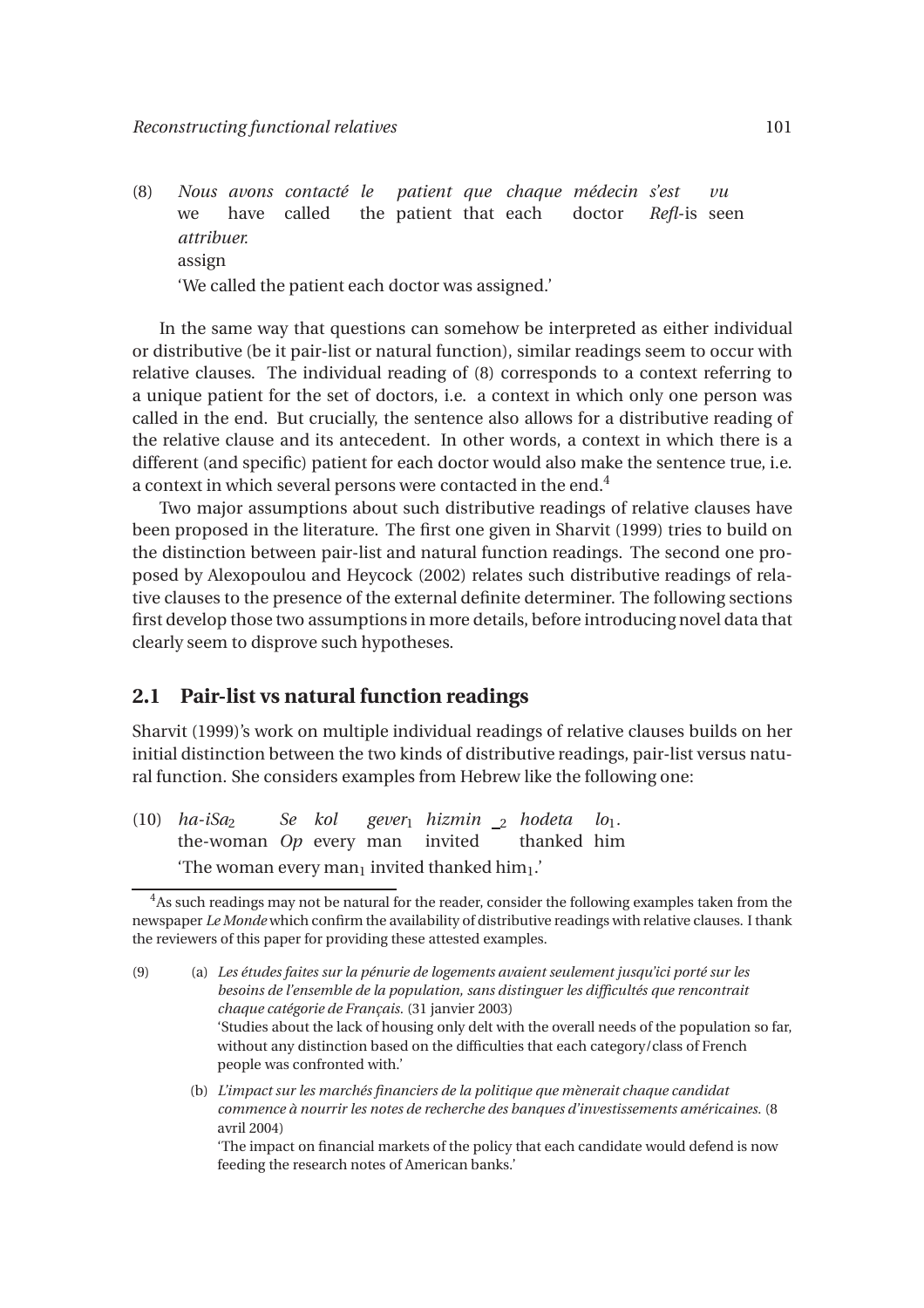(8) *Nous avons contacté le patient que chaque médecin s'est vu attribuer.*
we have called the patient that each doctor *Refl*-is seen assign
'We called the patient each doctor was assigned.'

In the same way that questions can somehow be interpreted as either individual or distributive (be it pair-list or natural function), similar readings seem to occur with relative clauses. The individual reading of (8) corresponds to a context referring to a unique patient for the set of doctors, i.e. a context in which only one person was called in the end. But crucially, the sentence also allows for a distributive reading of the relative clause and its antecedent. In other words, a context in which there is a different (and specific) patient for each doctor would also make the sentence true, i.e. a context in which several persons were contacted in the end.[4]

Two major assumptions about such distributive readings of relative clauses have been proposed in the literature. The first one given in Sharvit (1999) tries to build on the distinction between pair-list and natural function readings. The second one proposed by Alexopoulou and Heycock (2002) relates such distributive readings of relative clauses to the presence of the external definite determiner. The following sections first develop those two assumptions in more details, before introducing novel data that clearly seem to disprove such hypotheses.

## 2.1 Pair-list vs natural function readings

Sharvit (1999)'s work on multiple individual readings of relative clauses builds on her initial distinction between the two kinds of distributive readings, pair-list versus natural function. She considers examples from Hebrew like the following one:

(10) *ha-iSa*$_2$ *Se kol gever*$_1$ *hizmin* $\_{}_2$ *hodeta lo*$_1$.
the-woman *Op* every man invited thanked him
'The woman every man$_1$ invited thanked him$_1$.'

---

[4] As such readings may not be natural for the reader, consider the following examples taken from the newspaper *Le Monde* which confirm the availability of distributive readings with relative clauses. I thank the reviewers of this paper for providing these attested examples.

(9) (a) *Les études faites sur la pénurie de logements avaient seulement jusqu'ici porté sur les besoins de l'ensemble de la population, sans distinguer les difficultés que rencontrait chaque catégorie de Français.* (31 janvier 2003)
'Studies about the lack of housing only delt with the overall needs of the population so far, without any distinction based on the difficulties that each category/class of French people was confronted with.'

(b) *L'impact sur les marchés financiers de la politique que mènerait chaque candidat commence à nourrir les notes de recherche des banques d'investissements américaines.* (8 avril 2004)
'The impact on financial markets of the policy that each candidate would defend is now feeding the research notes of American banks.'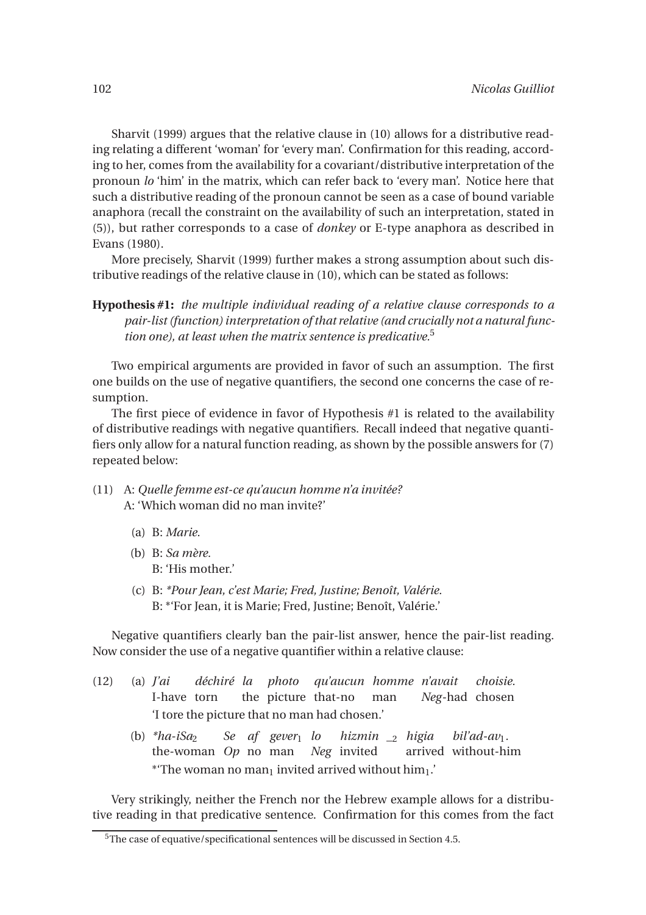Sharvit (1999) argues that the relative clause in (10) allows for a distributive reading relating a different 'woman' for 'every man'. Confirmation for this reading, according to her, comes from the availability for a covariant/distributive interpretation of the pronoun *lo* 'him' in the matrix, which can refer back to 'every man'. Notice here that such a distributive reading of the pronoun cannot be seen as a case of bound variable anaphora (recall the constraint on the availability of such an interpretation, stated in (5)), but rather corresponds to a case of *donkey* or E-type anaphora as described in Evans (1980).

More precisely, Sharvit (1999) further makes a strong assumption about such distributive readings of the relative clause in (10), which can be stated as follows:

**Hypothesis #1:** *the multiple individual reading of a relative clause corresponds to a pair-list (function) interpretation of that relative (and crucially not a natural function one), at least when the matrix sentence is predicative.*[5]

Two empirical arguments are provided in favor of such an assumption. The first one builds on the use of negative quantifiers, the second one concerns the case of resumption.

The first piece of evidence in favor of Hypothesis #1 is related to the availability of distributive readings with negative quantifiers. Recall indeed that negative quantifiers only allow for a natural function reading, as shown by the possible answers for (7) repeated below:

(11) A: *Quelle femme est-ce qu'aucun homme n'a invitée?*
A: 'Which woman did no man invite?'

(a) B: *Marie.*

(b) B: *Sa mère.*
B: 'His mother.'

(c) B: *\*Pour Jean, c'est Marie; Fred, Justine; Benoît, Valérie.*
B: \*'For Jean, it is Marie; Fred, Justine; Benoît, Valérie.'

Negative quantifiers clearly ban the pair-list answer, hence the pair-list reading. Now consider the use of a negative quantifier within a relative clause:

(12) (a) *J'ai déchiré la photo qu'aucun homme n'avait choisie.*
I-have torn the picture that-no man *Neg*-had chosen
'I tore the picture that no man had chosen.'

(b) *\*ha-iSa$_2$ Se af gever$_1$ lo hizmin $\__2$ higia bil'ad-av$_1$.*
the-woman *Op* no man *Neg* invited arrived without-him
\*'The woman no man$_1$ invited arrived without him$_1$.'

Very strikingly, neither the French nor the Hebrew example allows for a distributive reading in that predicative sentence. Confirmation for this comes from the fact

[5] The case of equative/specificational sentences will be discussed in Section 4.5.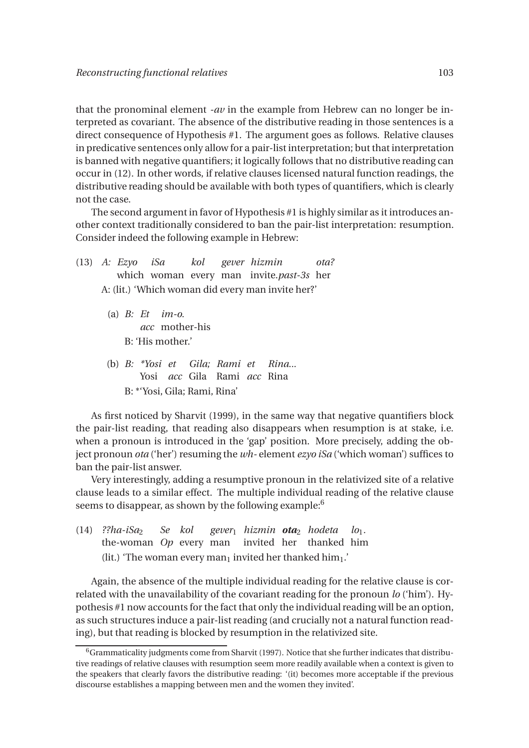that the pronominal element *-av* in the example from Hebrew can no longer be interpreted as covariant. The absence of the distributive reading in those sentences is a direct consequence of Hypothesis #1. The argument goes as follows. Relative clauses in predicative sentences only allow for a pair-list interpretation; but that interpretation is banned with negative quantifiers; it logically follows that no distributive reading can occur in (12). In other words, if relative clauses licensed natural function readings, the distributive reading should be available with both types of quantifiers, which is clearly not the case.

The second argument in favor of Hypothesis #1 is highly similar as it introduces another context traditionally considered to ban the pair-list interpretation: resumption. Consider indeed the following example in Hebrew:

(13) *A: Ezyo iSa kol gever hizmin ota?*
which woman every man invite.*past-3s* her
A: (lit.) 'Which woman did every man invite her?'

(a) *B: Et im-o.*
*acc* mother-his
B: 'His mother.'

(b) *B: \*Yosi et Gila; Rami et Rina...*
Yosi *acc* Gila Rami *acc* Rina
B: \*'Yosi, Gila; Rami, Rina'

As first noticed by Sharvit (1999), in the same way that negative quantifiers block the pair-list reading, that reading also disappears when resumption is at stake, i.e. when a pronoun is introduced in the 'gap' position. More precisely, adding the object pronoun *ota* ('her') resuming the *wh-* element *ezyo iSa* ('which woman') suffices to ban the pair-list answer.

Very interestingly, adding a resumptive pronoun in the relativized site of a relative clause leads to a similar effect. The multiple individual reading of the relative clause seems to disappear, as shown by the following example:[6]

(14) *??ha-iSa*$_2$ *Se kol gever*$_1$ *hizmin* ***ota***$_2$ *hodeta lo*$_1$.
the-woman *Op* every man invited her thanked him
(lit.) 'The woman every man$_1$ invited her thanked him$_1$.'

Again, the absence of the multiple individual reading for the relative clause is correlated with the unavailability of the covariant reading for the pronoun *lo* ('him'). Hypothesis #1 now accounts for the fact that only the individual reading will be an option, as such structures induce a pair-list reading (and crucially not a natural function reading), but that reading is blocked by resumption in the relativized site.

[6] Grammaticality judgments come from Sharvit (1997). Notice that she further indicates that distributive readings of relative clauses with resumption seem more readily available when a context is given to the speakers that clearly favors the distributive reading: '(it) becomes more acceptable if the previous discourse establishes a mapping between men and the women they invited'.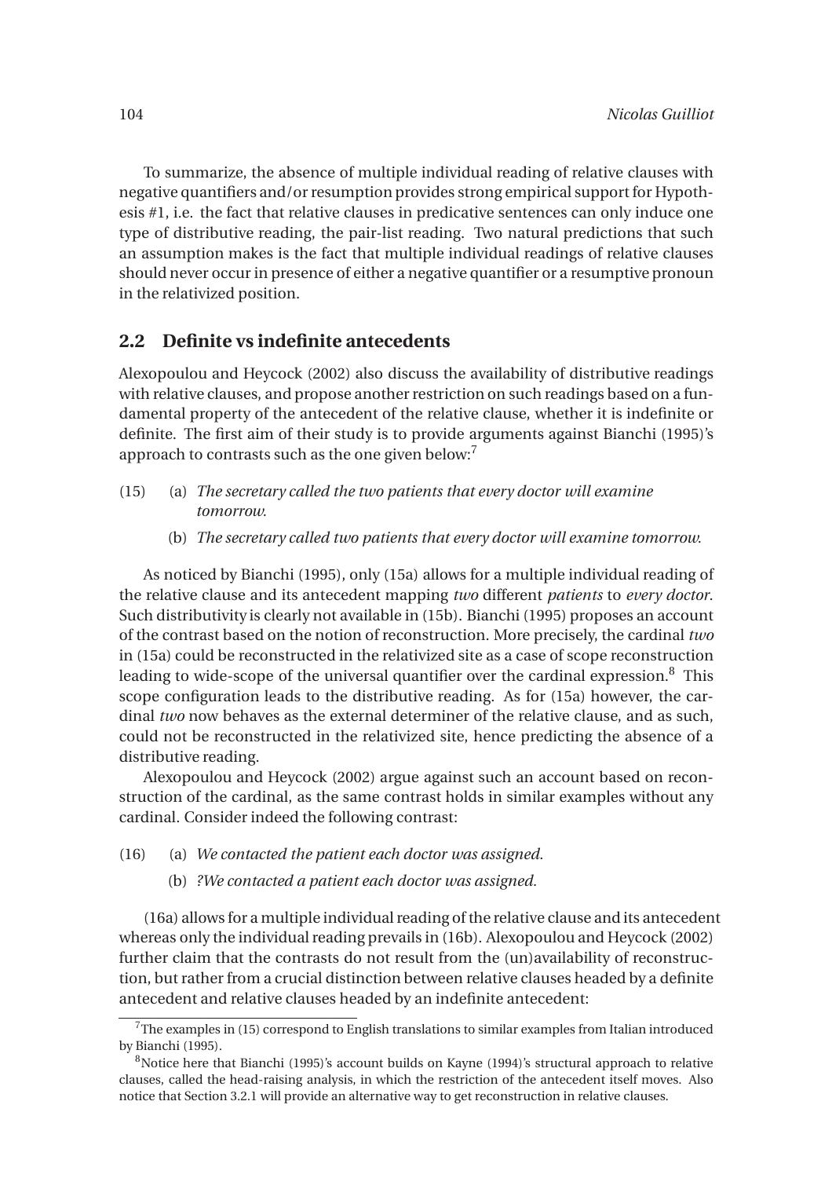To summarize, the absence of multiple individual reading of relative clauses with negative quantifiers and/or resumption provides strong empirical support for Hypothesis #1, i.e. the fact that relative clauses in predicative sentences can only induce one type of distributive reading, the pair-list reading. Two natural predictions that such an assumption makes is the fact that multiple individual readings of relative clauses should never occur in presence of either a negative quantifier or a resumptive pronoun in the relativized position.

## 2.2 Definite vs indefinite antecedents

Alexopoulou and Heycock (2002) also discuss the availability of distributive readings with relative clauses, and propose another restriction on such readings based on a fundamental property of the antecedent of the relative clause, whether it is indefinite or definite. The first aim of their study is to provide arguments against Bianchi (1995)'s approach to contrasts such as the one given below:[7]

(15) (a) *The secretary called the two patients that every doctor will examine tomorrow.*

  (b) *The secretary called two patients that every doctor will examine tomorrow.*

As noticed by Bianchi (1995), only (15a) allows for a multiple individual reading of the relative clause and its antecedent mapping *two* different *patients* to *every doctor*. Such distributivity is clearly not available in (15b). Bianchi (1995) proposes an account of the contrast based on the notion of reconstruction. More precisely, the cardinal *two* in (15a) could be reconstructed in the relativized site as a case of scope reconstruction leading to wide-scope of the universal quantifier over the cardinal expression.[8] This scope configuration leads to the distributive reading. As for (15a) however, the cardinal *two* now behaves as the external determiner of the relative clause, and as such, could not be reconstructed in the relativized site, hence predicting the absence of a distributive reading.

Alexopoulou and Heycock (2002) argue against such an account based on reconstruction of the cardinal, as the same contrast holds in similar examples without any cardinal. Consider indeed the following contrast:

(16) (a) *We contacted the patient each doctor was assigned.*

  (b) *?We contacted a patient each doctor was assigned.*

(16a) allows for a multiple individual reading of the relative clause and its antecedent whereas only the individual reading prevails in (16b). Alexopoulou and Heycock (2002) further claim that the contrasts do not result from the (un)availability of reconstruction, but rather from a crucial distinction between relative clauses headed by a definite antecedent and relative clauses headed by an indefinite antecedent:

[7] The examples in (15) correspond to English translations to similar examples from Italian introduced by Bianchi (1995).

[8] Notice here that Bianchi (1995)'s account builds on Kayne (1994)'s structural approach to relative clauses, called the head-raising analysis, in which the restriction of the antecedent itself moves. Also notice that Section 3.2.1 will provide an alternative way to get reconstruction in relative clauses.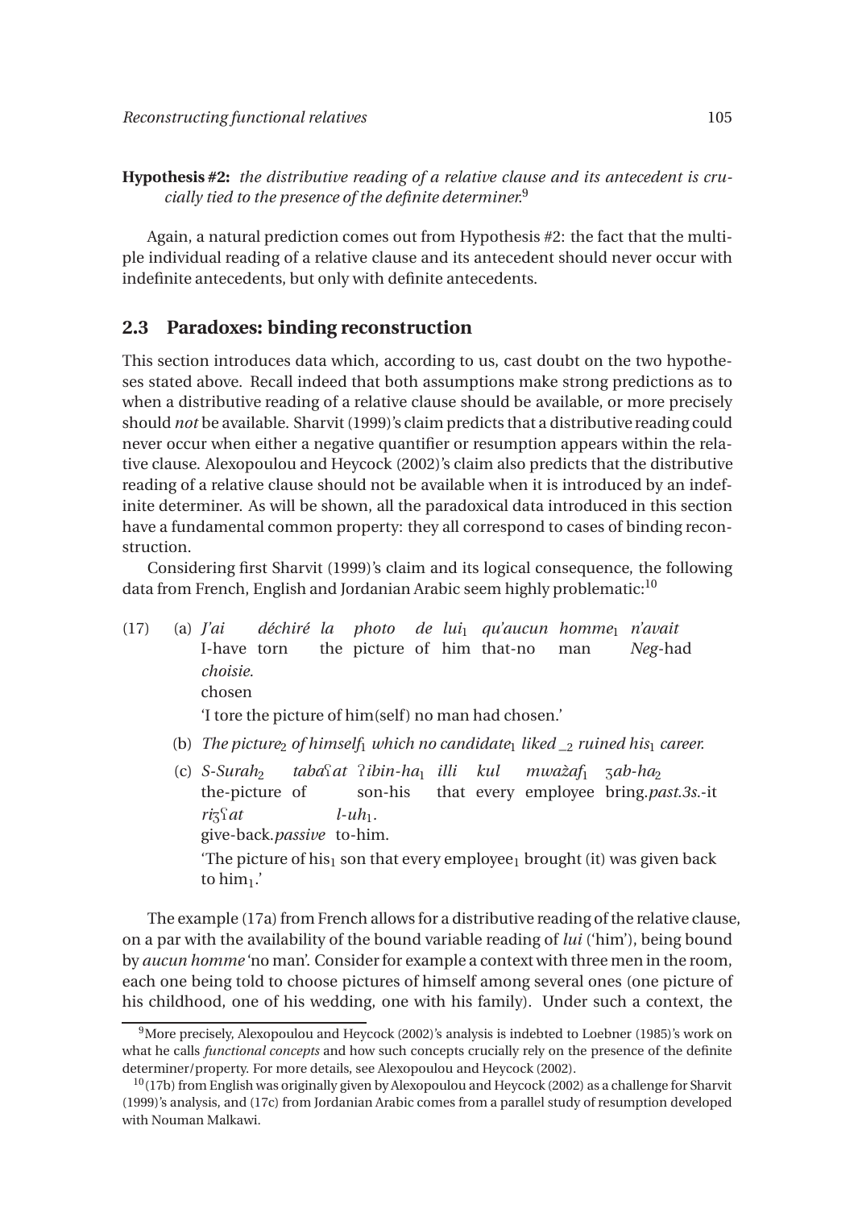**Hypothesis #2:** *the distributive reading of a relative clause and its antecedent is crucially tied to the presence of the definite determiner.*[9]

Again, a natural prediction comes out from Hypothesis #2: the fact that the multiple individual reading of a relative clause and its antecedent should never occur with indefinite antecedents, but only with definite antecedents.

## 2.3 Paradoxes: binding reconstruction

This section introduces data which, according to us, cast doubt on the two hypotheses stated above. Recall indeed that both assumptions make strong predictions as to when a distributive reading of a relative clause should be available, or more precisely should *not* be available. Sharvit (1999)'s claim predicts that a distributive reading could never occur when either a negative quantifier or resumption appears within the relative clause. Alexopoulou and Heycock (2002)'s claim also predicts that the distributive reading of a relative clause should not be available when it is introduced by an indefinite determiner. As will be shown, all the paradoxical data introduced in this section have a fundamental common property: they all correspond to cases of binding reconstruction.

Considering first Sharvit (1999)'s claim and its logical consequence, the following data from French, English and Jordanian Arabic seem highly problematic:[10]

(17) (a) *J'ai déchiré la photo de lui*$_1$ *qu'aucun homme*$_1$ *n'avait choisie.*
I-have torn the picture of him that-no man Neg-had chosen
'I tore the picture of him(self) no man had chosen.'

(b) *The picture*$_2$ *of himself*$_1$ *which no candidate*$_1$ *liked \_*$_2$ *ruined his*$_1$ *career.*

(c) *S-Surah*$_2$ *tabaʕat ʔibin-ha*$_1$ *illi kul mwažaf*$_1$ *ʒab-ha*$_2$ *riʒʕat l-uh*$_1$*.*
the-picture of son-his that every employee bring.*past.3s.*-it give-back.*passive* to-him.
'The picture of his$_1$ son that every employee$_1$ brought (it) was given back to him$_1$.'

The example (17a) from French allows for a distributive reading of the relative clause, on a par with the availability of the bound variable reading of *lui* ('him'), being bound by *aucun homme* 'no man'. Consider for example a context with three men in the room, each one being told to choose pictures of himself among several ones (one picture of his childhood, one of his wedding, one with his family). Under such a context, the

---

[9] More precisely, Alexopoulou and Heycock (2002)'s analysis is indebted to Loebner (1985)'s work on what he calls *functional concepts* and how such concepts crucially rely on the presence of the definite determiner/property. For more details, see Alexopoulou and Heycock (2002).

[10] (17b) from English was originally given by Alexopoulou and Heycock (2002) as a challenge for Sharvit (1999)'s analysis, and (17c) from Jordanian Arabic comes from a parallel study of resumption developed with Nouman Malkawi.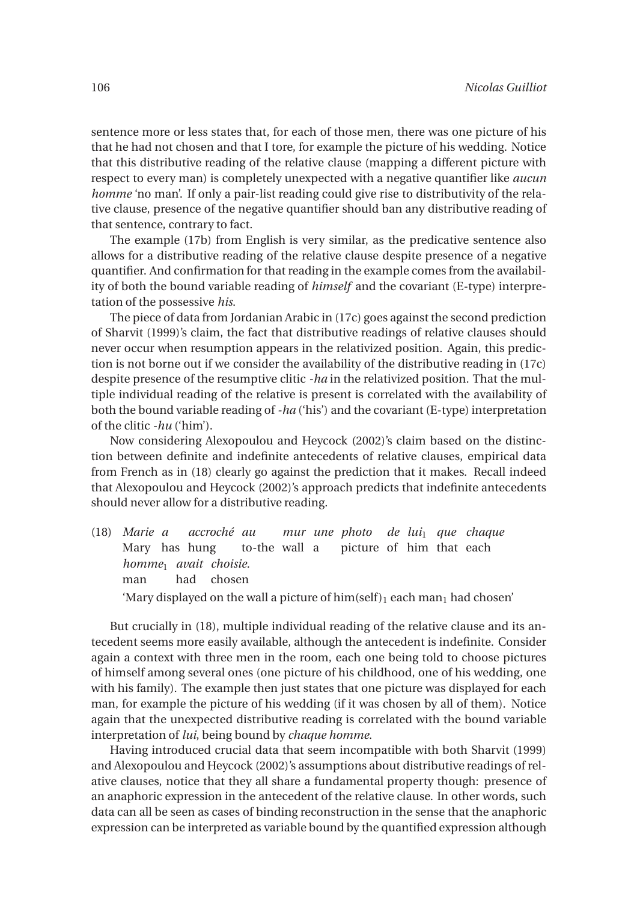sentence more or less states that, for each of those men, there was one picture of his that he had not chosen and that I tore, for example the picture of his wedding. Notice that this distributive reading of the relative clause (mapping a different picture with respect to every man) is completely unexpected with a negative quantifier like *aucun homme* 'no man'. If only a pair-list reading could give rise to distributivity of the relative clause, presence of the negative quantifier should ban any distributive reading of that sentence, contrary to fact.

The example (17b) from English is very similar, as the predicative sentence also allows for a distributive reading of the relative clause despite presence of a negative quantifier. And confirmation for that reading in the example comes from the availability of both the bound variable reading of *himself* and the covariant (E-type) interpretation of the possessive *his*.

The piece of data from Jordanian Arabic in (17c) goes against the second prediction of Sharvit (1999)'s claim, the fact that distributive readings of relative clauses should never occur when resumption appears in the relativized position. Again, this prediction is not borne out if we consider the availability of the distributive reading in (17c) despite presence of the resumptive clitic *-ha* in the relativized position. That the multiple individual reading of the relative is present is correlated with the availability of both the bound variable reading of *-ha* ('his') and the covariant (E-type) interpretation of the clitic *-hu* ('him').

Now considering Alexopoulou and Heycock (2002)'s claim based on the distinction between definite and indefinite antecedents of relative clauses, empirical data from French as in (18) clearly go against the prediction that it makes. Recall indeed that Alexopoulou and Heycock (2002)'s approach predicts that indefinite antecedents should never allow for a distributive reading.

(18) *Marie a accroché au mur une photo de lui*$_1$ *que chaque homme*$_1$ *avait choisie.*
Mary has hung to-the wall a picture of him that each man had chosen
'Mary displayed on the wall a picture of him(self)$_1$ each man$_1$ had chosen'

But crucially in (18), multiple individual reading of the relative clause and its antecedent seems more easily available, although the antecedent is indefinite. Consider again a context with three men in the room, each one being told to choose pictures of himself among several ones (one picture of his childhood, one of his wedding, one with his family). The example then just states that one picture was displayed for each man, for example the picture of his wedding (if it was chosen by all of them). Notice again that the unexpected distributive reading is correlated with the bound variable interpretation of *lui*, being bound by *chaque homme*.

Having introduced crucial data that seem incompatible with both Sharvit (1999) and Alexopoulou and Heycock (2002)'s assumptions about distributive readings of relative clauses, notice that they all share a fundamental property though: presence of an anaphoric expression in the antecedent of the relative clause. In other words, such data can all be seen as cases of binding reconstruction in the sense that the anaphoric expression can be interpreted as variable bound by the quantified expression although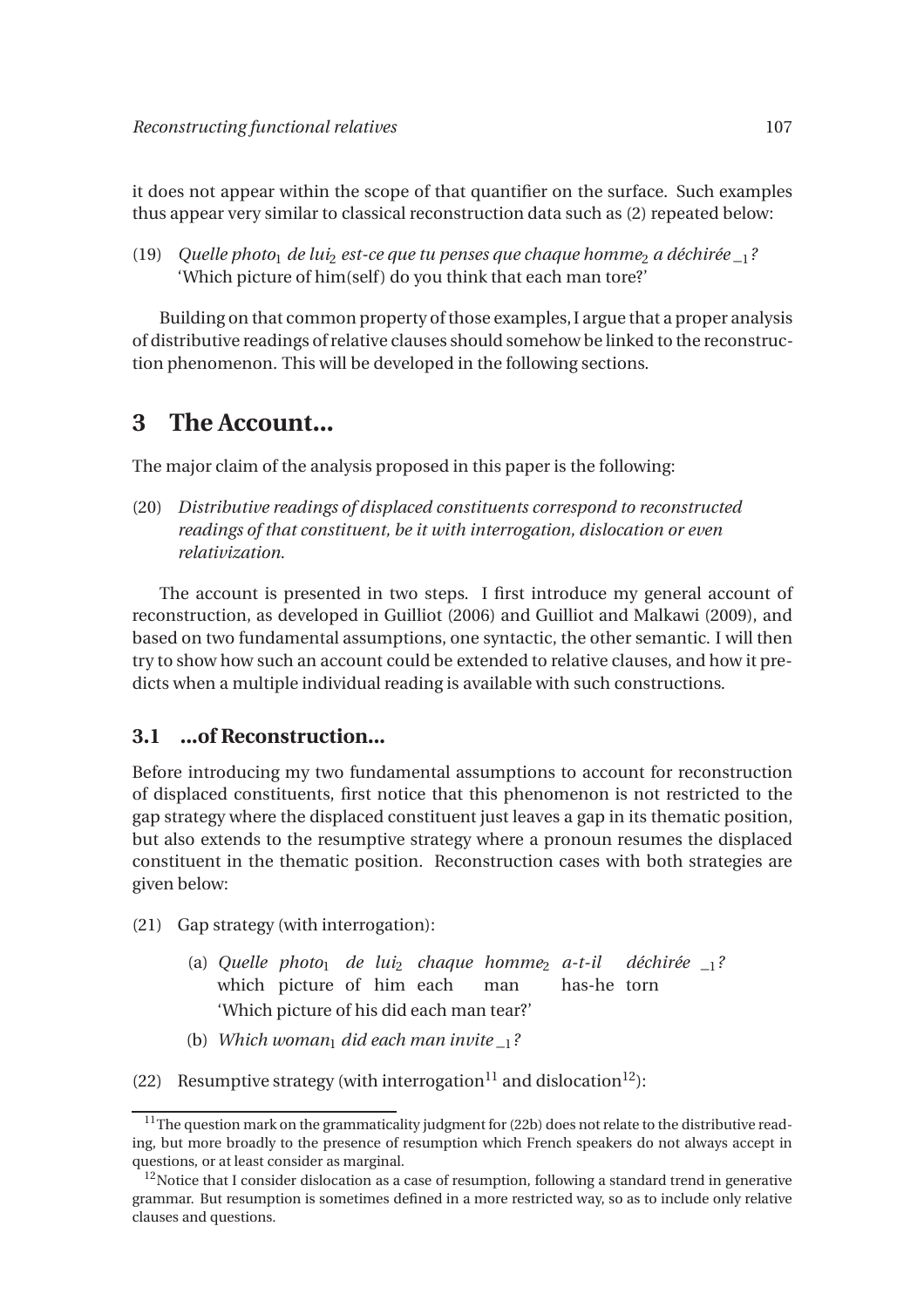it does not appear within the scope of that quantifier on the surface. Such examples thus appear very similar to classical reconstruction data such as (2) repeated below:

(19) *Quelle photo$_1$ de lui$_2$ est-ce que tu penses que chaque homme$_2$ a déchirée $\_\_1$?*
'Which picture of him(self) do you think that each man tore?'

Building on that common property of those examples, I argue that a proper analysis of distributive readings of relative clauses should somehow be linked to the reconstruction phenomenon. This will be developed in the following sections.

## 3 The Account...

The major claim of the analysis proposed in this paper is the following:

(20) *Distributive readings of displaced constituents correspond to reconstructed readings of that constituent, be it with interrogation, dislocation or even relativization.*

The account is presented in two steps. I first introduce my general account of reconstruction, as developed in Guilliot (2006) and Guilliot and Malkawi (2009), and based on two fundamental assumptions, one syntactic, the other semantic. I will then try to show how such an account could be extended to relative clauses, and how it predicts when a multiple individual reading is available with such constructions.

### 3.1 ...of Reconstruction...

Before introducing my two fundamental assumptions to account for reconstruction of displaced constituents, first notice that this phenomenon is not restricted to the gap strategy where the displaced constituent just leaves a gap in its thematic position, but also extends to the resumptive strategy where a pronoun resumes the displaced constituent in the thematic position. Reconstruction cases with both strategies are given below:

(21) Gap strategy (with interrogation):

(a) *Quelle photo$_1$ de lui$_2$ chaque homme$_2$ a-t-il déchirée $\_\_1$?*
which picture of him each man has-he torn
'Which picture of his did each man tear?'

(b) *Which woman$_1$ did each man invite $\_\_1$?*

(22) Resumptive strategy (with interrogation[11] and dislocation[12]):

[11] The question mark on the grammaticality judgment for (22b) does not relate to the distributive reading, but more broadly to the presence of resumption which French speakers do not always accept in questions, or at least consider as marginal.

[12] Notice that I consider dislocation as a case of resumption, following a standard trend in generative grammar. But resumption is sometimes defined in a more restricted way, so as to include only relative clauses and questions.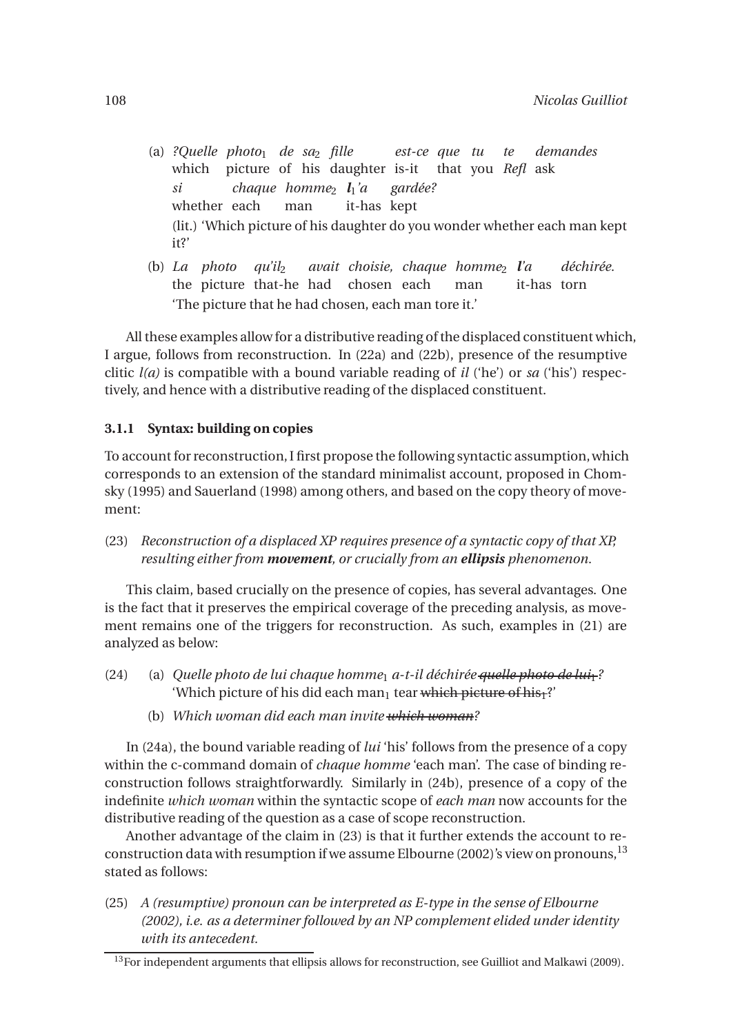(a) *?Quelle photo*$_1$ *de sa*$_2$ *fille est-ce que tu te demandes*
which picture of his daughter is-it that you *Refl* ask
*si chaque homme*$_2$ ***l***$_1$*'a gardée?*
whether each man it-has kept
(lit.) 'Which picture of his daughter do you wonder whether each man kept it?'

(b) *La photo qu'il*$_2$ *avait choisie, chaque homme*$_2$ ***l'****a déchirée.*
the picture that-he had chosen each man it-has torn
'The picture that he had chosen, each man tore it.'

All these examples allow for a distributive reading of the displaced constituent which, I argue, follows from reconstruction. In (22a) and (22b), presence of the resumptive clitic *l(a)* is compatible with a bound variable reading of *il* ('he') or *sa* ('his') respectively, and hence with a distributive reading of the displaced constituent.

### 3.1.1 Syntax: building on copies

To account for reconstruction, I first propose the following syntactic assumption, which corresponds to an extension of the standard minimalist account, proposed in Chomsky (1995) and Sauerland (1998) among others, and based on the copy theory of movement:

(23) *Reconstruction of a displaced XP requires presence of a syntactic copy of that XP, resulting either from* ***movement****, or crucially from an* ***ellipsis*** *phenomenon.*

This claim, based crucially on the presence of copies, has several advantages. One is the fact that it preserves the empirical coverage of the preceding analysis, as movement remains one of the triggers for reconstruction. As such, examples in (21) are analyzed as below:

(24) (a) *Quelle photo de lui chaque homme*$_1$ *a-t-il déchirée ~~quelle photo de lui~~*$_1$*?*
'Which picture of his did each man$_1$ tear ~~which picture of his~~$_1$?'

(b) *Which woman did each man invite ~~which woman~~?*

In (24a), the bound variable reading of *lui* 'his' follows from the presence of a copy within the c-command domain of *chaque homme* 'each man'. The case of binding reconstruction follows straightforwardly. Similarly in (24b), presence of a copy of the indefinite *which woman* within the syntactic scope of *each man* now accounts for the distributive reading of the question as a case of scope reconstruction.

Another advantage of the claim in (23) is that it further extends the account to reconstruction data with resumption if we assume Elbourne (2002)'s view on pronouns,[13] stated as follows:

(25) *A (resumptive) pronoun can be interpreted as E-type in the sense of Elbourne (2002), i.e. as a determiner followed by an NP complement elided under identity with its antecedent.*

[13] For independent arguments that ellipsis allows for reconstruction, see Guilliot and Malkawi (2009).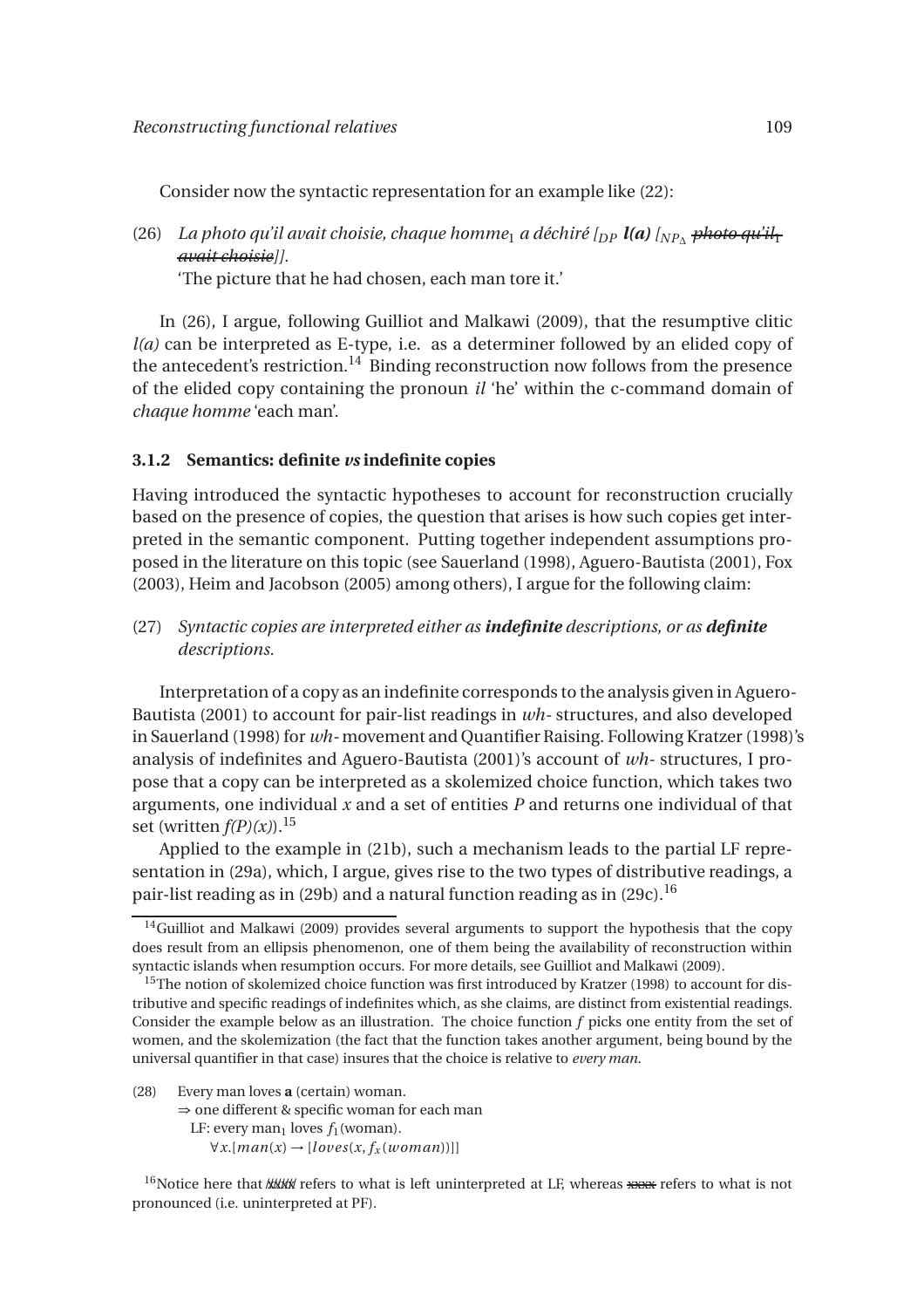Consider now the syntactic representation for an example like (22):

(26) *La photo qu'il avait choisie, chaque homme*$_1$ *a déchiré [$_{DP}$ **l(a)** [$_{NP_\Delta}$ ~~photo qu'il$_1$ avait choisie~~]].*
'The picture that he had chosen, each man tore it.'

In (26), I argue, following Guilliot and Malkawi (2009), that the resumptive clitic *l(a)* can be interpreted as E-type, i.e. as a determiner followed by an elided copy of the antecedent's restriction.[14] Binding reconstruction now follows from the presence of the elided copy containing the pronoun *il* 'he' within the c-command domain of *chaque homme* 'each man'.

### 3.1.2 Semantics: definite *vs* indefinite copies

Having introduced the syntactic hypotheses to account for reconstruction crucially based on the presence of copies, the question that arises is how such copies get interpreted in the semantic component. Putting together independent assumptions proposed in the literature on this topic (see Sauerland (1998), Aguero-Bautista (2001), Fox (2003), Heim and Jacobson (2005) among others), I argue for the following claim:

(27) *Syntactic copies are interpreted either as **indefinite** descriptions, or as **definite** descriptions.*

Interpretation of a copy as an indefinite corresponds to the analysis given in Aguero-Bautista (2001) to account for pair-list readings in *wh-* structures, and also developed in Sauerland (1998) for *wh-* movement and Quantifier Raising. Following Kratzer (1998)'s analysis of indefinites and Aguero-Bautista (2001)'s account of *wh-* structures, I propose that a copy can be interpreted as a skolemized choice function, which takes two arguments, one individual $x$ and a set of entities $P$ and returns one individual of that set (written $f(P)(x)$).[15]

Applied to the example in (21b), such a mechanism leads to the partial LF representation in (29a), which, I argue, gives rise to the two types of distributive readings, a pair-list reading as in (29b) and a natural function reading as in (29c).[16]

---

[14] Guilliot and Malkawi (2009) provides several arguments to support the hypothesis that the copy does result from an ellipsis phenomenon, one of them being the availability of reconstruction within syntactic islands when resumption occurs. For more details, see Guilliot and Malkawi (2009).

[15] The notion of skolemized choice function was first introduced by Kratzer (1998) to account for distributive and specific readings of indefinites which, as she claims, are distinct from existential readings. Consider the example below as an illustration. The choice function $f$ picks one entity from the set of women, and the skolemization (the fact that the function takes another argument, being bound by the universal quantifier in that case) insures that the choice is relative to *every man*.

(28) Every man loves **a** (certain) woman.
⇒ one different & specific woman for each man
LF: every man$_1$ loves $f_1$(woman).
$\forall x.[man(x) \rightarrow [loves(x, f_x(woman))]]$

[16] Notice here that xxxx refers to what is left uninterpreted at LF, whereas ~~xxxx~~ refers to what is not pronounced (i.e. uninterpreted at PF).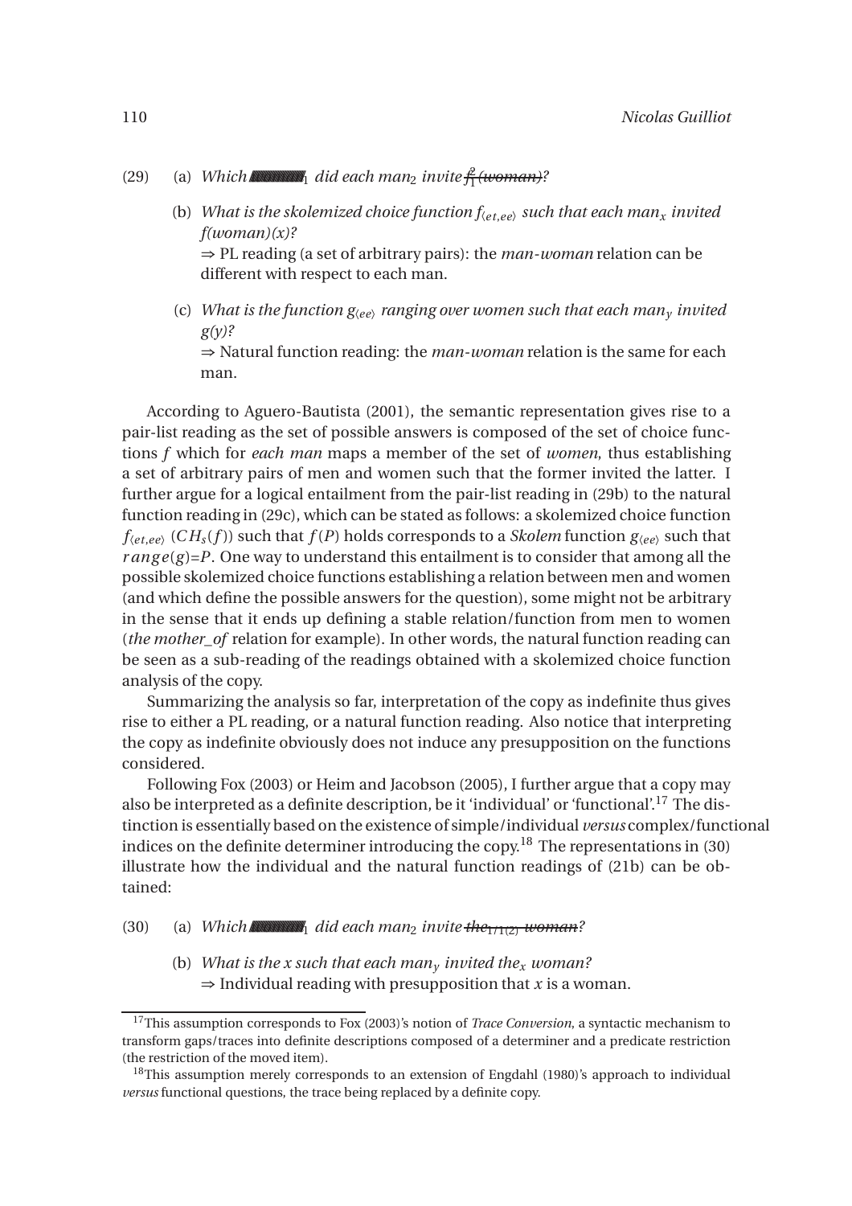(29) (a) *Which ~~woman~~$_1$ did each man$_2$ invite ~~$f^2_1$ (woman)~~?*

(b) *What is the skolemized choice function $f_{\langle et,ee\rangle}$ such that each man$_x$ invited f(woman)(x)?*
⇒ PL reading (a set of arbitrary pairs): the *man-woman* relation can be different with respect to each man.

(c) *What is the function $g_{\langle ee\rangle}$ ranging over women such that each man$_y$ invited g(y)?*
⇒ Natural function reading: the *man-woman* relation is the same for each man.

According to Aguero-Bautista (2001), the semantic representation gives rise to a pair-list reading as the set of possible answers is composed of the set of choice functions *f* which for *each man* maps a member of the set of *women*, thus establishing a set of arbitrary pairs of men and women such that the former invited the latter. I further argue for a logical entailment from the pair-list reading in (29b) to the natural function reading in (29c), which can be stated as follows: a skolemized choice function $f_{\langle et,ee\rangle}$ ($CH_s(f)$) such that $f(P)$ holds corresponds to a *Skolem* function $g_{\langle ee\rangle}$ such that $range(g)=P$. One way to understand this entailment is to consider that among all the possible skolemized choice functions establishing a relation between men and women (and which define the possible answers for the question), some might not be arbitrary in the sense that it ends up defining a stable relation/function from men to women (*the mother_of* relation for example). In other words, the natural function reading can be seen as a sub-reading of the readings obtained with a skolemized choice function analysis of the copy.

Summarizing the analysis so far, interpretation of the copy as indefinite thus gives rise to either a PL reading, or a natural function reading. Also notice that interpreting the copy as indefinite obviously does not induce any presupposition on the functions considered.

Following Fox (2003) or Heim and Jacobson (2005), I further argue that a copy may also be interpreted as a definite description, be it 'individual' or 'functional'.[17] The distinction is essentially based on the existence of simple/individual *versus* complex/functional indices on the definite determiner introducing the copy.[18] The representations in (30) illustrate how the individual and the natural function readings of (21b) can be obtained:

(30) (a) *Which ~~woman~~$_1$ did each man$_2$ invite ~~the$_{1/1(2)}$ woman~~?*

(b) *What is the x such that each man$_y$ invited the$_x$ woman?*
⇒ Individual reading with presupposition that *x* is a woman.

---

[17] This assumption corresponds to Fox (2003)'s notion of *Trace Conversion*, a syntactic mechanism to transform gaps/traces into definite descriptions composed of a determiner and a predicate restriction (the restriction of the moved item).

[18] This assumption merely corresponds to an extension of Engdahl (1980)'s approach to individual *versus* functional questions, the trace being replaced by a definite copy.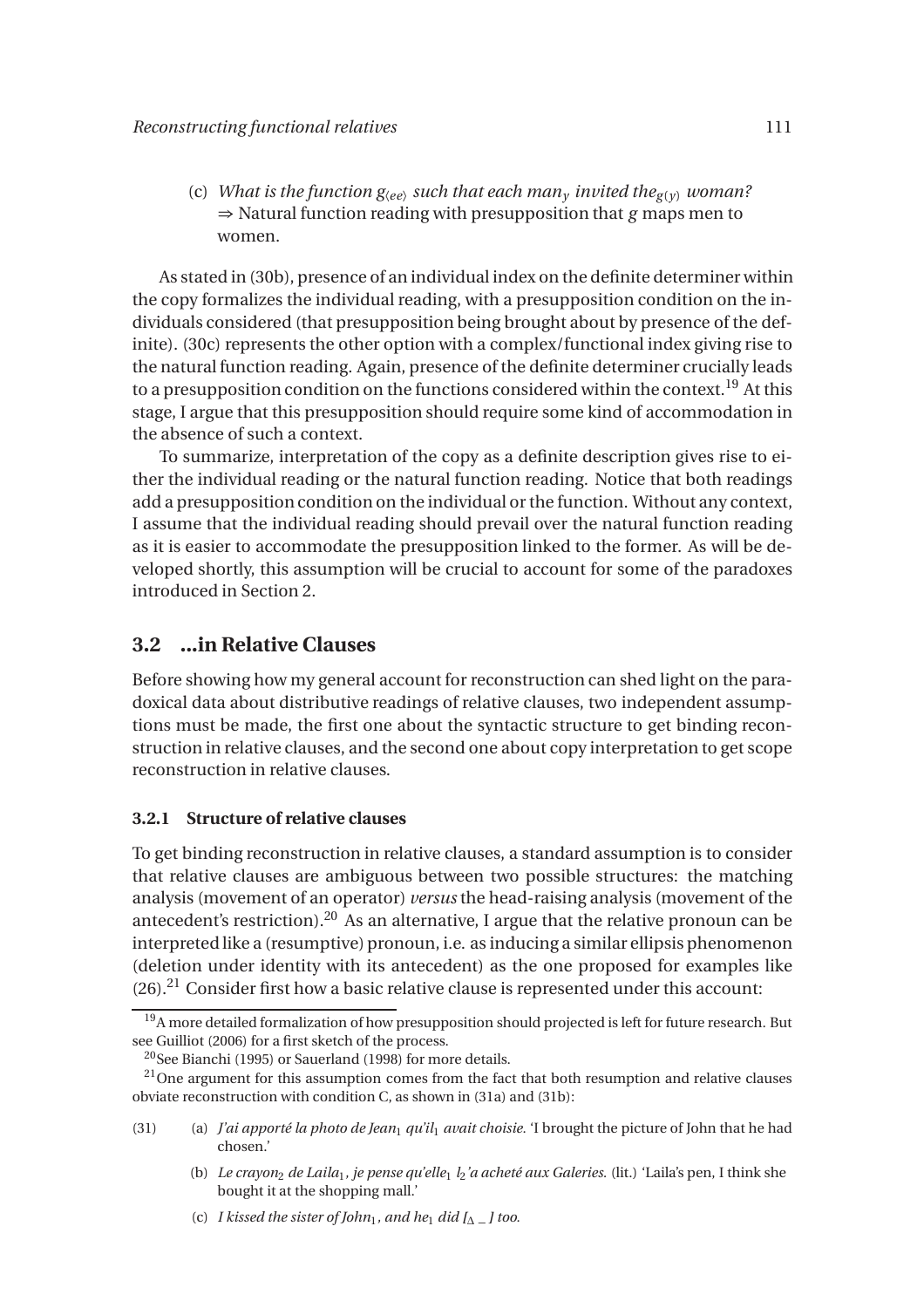(c) *What is the function $g_{\langle ee \rangle}$ such that each man$_y$ invited the$_{g(y)}$ woman?*
⇒ Natural function reading with presupposition that $g$ maps men to women.

As stated in (30b), presence of an individual index on the definite determiner within the copy formalizes the individual reading, with a presupposition condition on the individuals considered (that presupposition being brought about by presence of the definite). (30c) represents the other option with a complex/functional index giving rise to the natural function reading. Again, presence of the definite determiner crucially leads to a presupposition condition on the functions considered within the context.[19] At this stage, I argue that this presupposition should require some kind of accommodation in the absence of such a context.

To summarize, interpretation of the copy as a definite description gives rise to either the individual reading or the natural function reading. Notice that both readings add a presupposition condition on the individual or the function. Without any context, I assume that the individual reading should prevail over the natural function reading as it is easier to accommodate the presupposition linked to the former. As will be developed shortly, this assumption will be crucial to account for some of the paradoxes introduced in Section 2.

## 3.2 ...in Relative Clauses

Before showing how my general account for reconstruction can shed light on the paradoxical data about distributive readings of relative clauses, two independent assumptions must be made, the first one about the syntactic structure to get binding reconstruction in relative clauses, and the second one about copy interpretation to get scope reconstruction in relative clauses.

### 3.2.1 Structure of relative clauses

To get binding reconstruction in relative clauses, a standard assumption is to consider that relative clauses are ambiguous between two possible structures: the matching analysis (movement of an operator) *versus* the head-raising analysis (movement of the antecedent's restriction).[20] As an alternative, I argue that the relative pronoun can be interpreted like a (resumptive) pronoun, i.e. as inducing a similar ellipsis phenomenon (deletion under identity with its antecedent) as the one proposed for examples like (26).[21] Consider first how a basic relative clause is represented under this account:

---

[19] A more detailed formalization of how presupposition should projected is left for future research. But see Guilliot (2006) for a first sketch of the process.

[20] See Bianchi (1995) or Sauerland (1998) for more details.

[21] One argument for this assumption comes from the fact that both resumption and relative clauses obviate reconstruction with condition C, as shown in (31a) and (31b):

(31) (a) *J'ai apporté la photo de Jean$_1$ qu'il$_1$ avait choisie.* 'I brought the picture of John that he had chosen.'

(b) *Le crayon$_2$ de Laila$_1$, je pense qu'elle$_1$ l$_2$'a acheté aux Galeries.* (lit.) 'Laila's pen, I think she bought it at the shopping mall.'

(c) *I kissed the sister of John$_1$, and he$_1$ did [$_\Delta$ _ ] too.*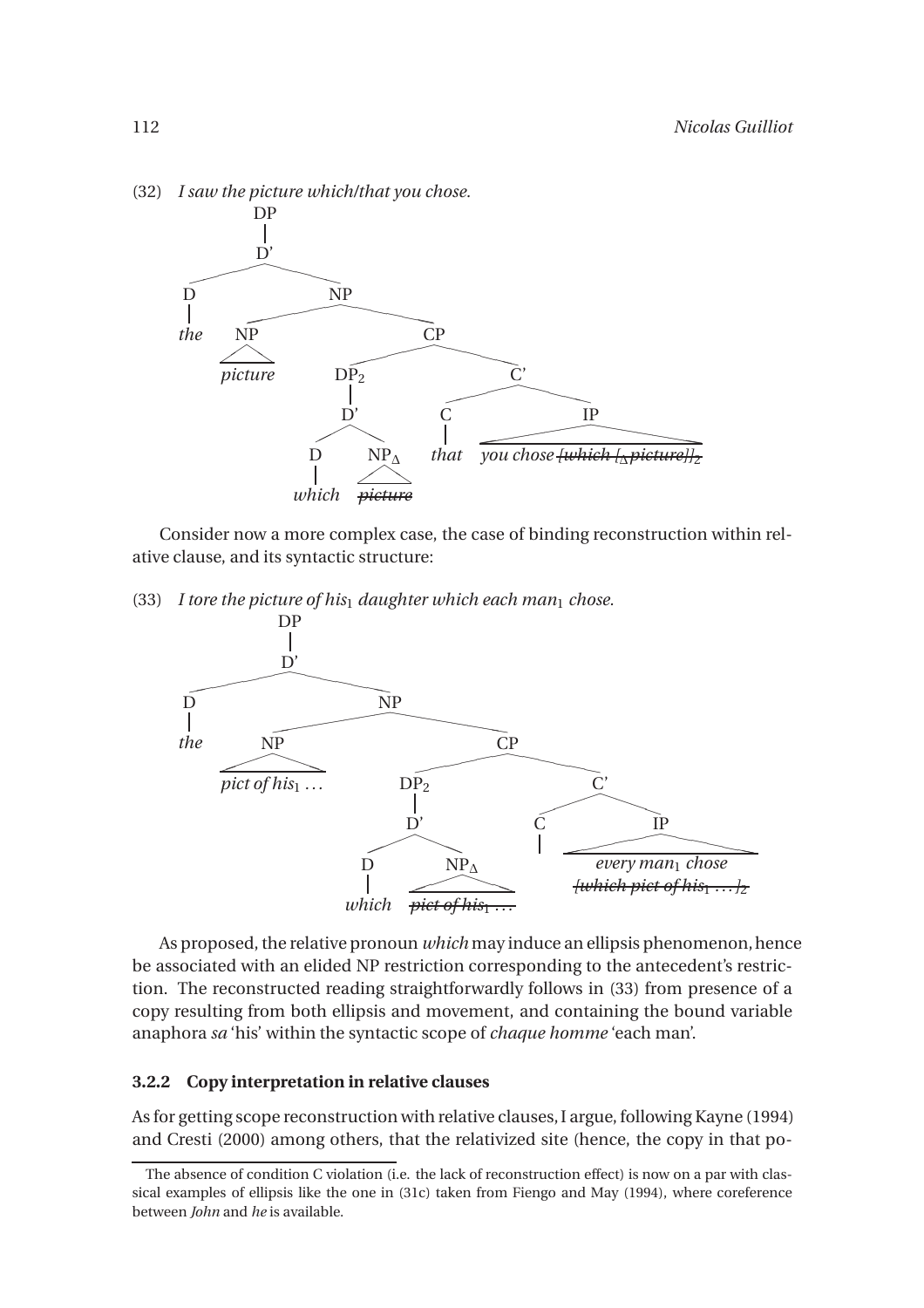(32) *I saw the picture which/that you chose.*

```
DP
|
D'
├── D
│   └── the
└── NP
    ├── NP
    │   └── picture
    └── CP
        ├── DP_2
        │   └── D'
        │       ├── D
        │       │   └── which
        │       └── NP_Δ
        │           └── ~~picture~~
        └── C'
            ├── C
            │   └── that
            └── IP
                └── you chose ~~[which [_Δ picture]]_2~~
```

Consider now a more complex case, the case of binding reconstruction within relative clause, and its syntactic structure:

(33) *I tore the picture of his$_1$ daughter which each man$_1$ chose.*

```
DP
|
D'
├── D
│   └── the
└── NP
    ├── NP
    │   └── pict of his_1 ...
    └── CP
        ├── DP_2
        │   └── D'
        │       ├── D
        │       │   └── which
        │       └── NP_Δ
        │           └── ~~pict of his_1 ...~~
        └── C'
            ├── C
            └── IP
                └── every man_1 chose ~~[which pict of his_1 ...]_2~~
```

As proposed, the relative pronoun *which* may induce an ellipsis phenomenon, hence be associated with an elided NP restriction corresponding to the antecedent's restriction. The reconstructed reading straightforwardly follows in (33) from presence of a copy resulting from both ellipsis and movement, and containing the bound variable anaphora *sa* 'his' within the syntactic scope of *chaque homme* 'each man'.

### 3.2.2 Copy interpretation in relative clauses

As for getting scope reconstruction with relative clauses, I argue, following Kayne (1994) and Cresti (2000) among others, that the relativized site (hence, the copy in that po-

---

The absence of condition C violation (i.e. the lack of reconstruction effect) is now on a par with classical examples of ellipsis like the one in (31c) taken from Fiengo and May (1994), where coreference between *John* and *he* is available.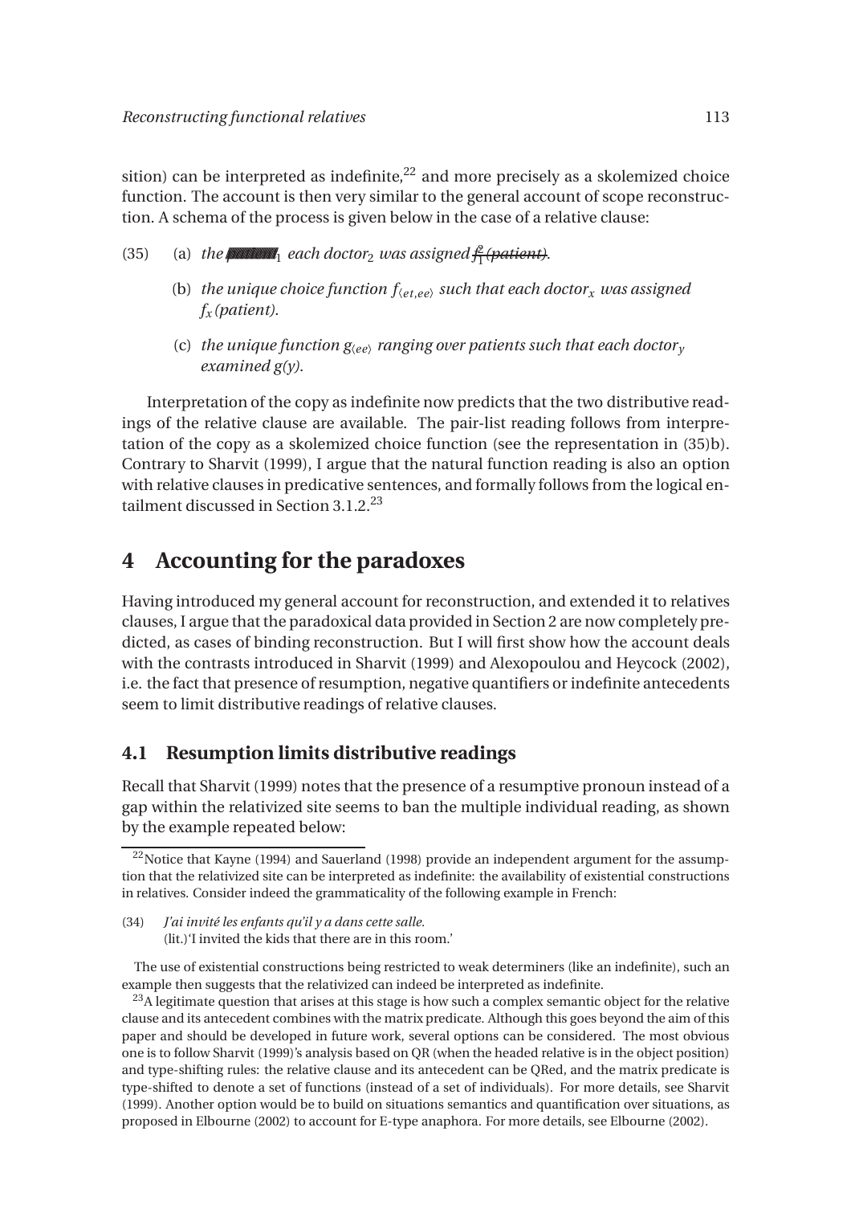sition) can be interpreted as indefinite,[22] and more precisely as a skolemized choice function. The account is then very similar to the general account of scope reconstruction. A schema of the process is given below in the case of a relative clause:

(35) (a) *the ~~patient~~$_1$ each doctor$_2$ was assigned ~~$f_1^2$ (patient)~~.*

(b) *the unique choice function $f_{\langle et,ee \rangle}$ such that each doctor$_x$ was assigned $f_x$(patient).*

(c) *the unique function $g_{\langle ee \rangle}$ ranging over patients such that each doctor$_y$ examined g(y).*

Interpretation of the copy as indefinite now predicts that the two distributive readings of the relative clause are available. The pair-list reading follows from interpretation of the copy as a skolemized choice function (see the representation in (35)b). Contrary to Sharvit (1999), I argue that the natural function reading is also an option with relative clauses in predicative sentences, and formally follows from the logical entailment discussed in Section 3.1.2.[23]

# 4 Accounting for the paradoxes

Having introduced my general account for reconstruction, and extended it to relatives clauses, I argue that the paradoxical data provided in Section 2 are now completely predicted, as cases of binding reconstruction. But I will first show how the account deals with the contrasts introduced in Sharvit (1999) and Alexopoulou and Heycock (2002), i.e. the fact that presence of resumption, negative quantifiers or indefinite antecedents seem to limit distributive readings of relative clauses.

## 4.1 Resumption limits distributive readings

Recall that Sharvit (1999) notes that the presence of a resumptive pronoun instead of a gap within the relativized site seems to ban the multiple individual reading, as shown by the example repeated below:

---

[22]Notice that Kayne (1994) and Sauerland (1998) provide an independent argument for the assumption that the relativized site can be interpreted as indefinite: the availability of existential constructions in relatives. Consider indeed the grammaticality of the following example in French:

(34) *J'ai invité les enfants qu'il y a dans cette salle.*
(lit.)'I invited the kids that there are in this room.'

The use of existential constructions being restricted to weak determiners (like an indefinite), such an example then suggests that the relativized can indeed be interpreted as indefinite.

[23]A legitimate question that arises at this stage is how such a complex semantic object for the relative clause and its antecedent combines with the matrix predicate. Although this goes beyond the aim of this paper and should be developed in future work, several options can be considered. The most obvious one is to follow Sharvit (1999)'s analysis based on QR (when the headed relative is in the object position) and type-shifting rules: the relative clause and its antecedent can be QRed, and the matrix predicate is type-shifted to denote a set of functions (instead of a set of individuals). For more details, see Sharvit (1999). Another option would be to build on situations semantics and quantification over situations, as proposed in Elbourne (2002) to account for E-type anaphora. For more details, see Elbourne (2002).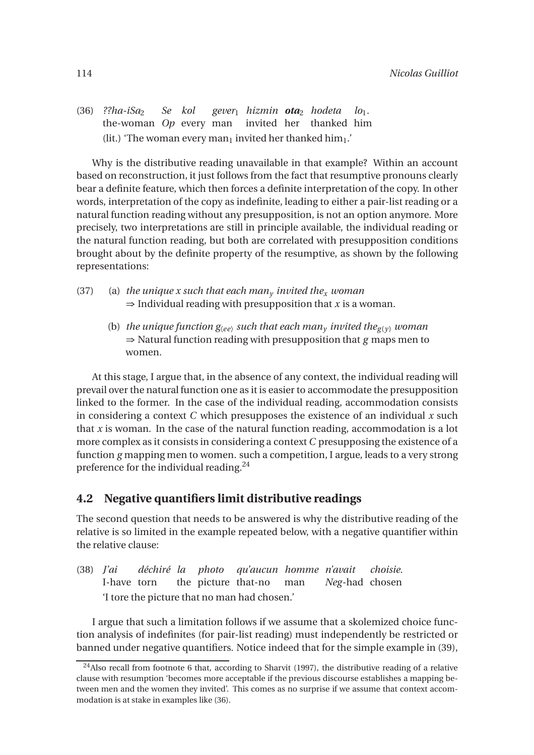(36) *??ha-iSa*$_2$ *Se kol gever*$_1$ *hizmin* ***ota***$_2$ *hodeta lo*$_1$.
the-woman *Op* every man invited her thanked him
(lit.) 'The woman every man$_1$ invited her thanked him$_1$.'

Why is the distributive reading unavailable in that example? Within an account based on reconstruction, it just follows from the fact that resumptive pronouns clearly bear a definite feature, which then forces a definite interpretation of the copy. In other words, interpretation of the copy as indefinite, leading to either a pair-list reading or a natural function reading without any presupposition, is not an option anymore. More precisely, two interpretations are still in principle available, the individual reading or the natural function reading, but both are correlated with presupposition conditions brought about by the definite property of the resumptive, as shown by the following representations:

(37) (a) *the unique x such that each man*$_y$ *invited the*$_x$ *woman*
⇒ Individual reading with presupposition that $x$ is a woman.

(b) *the unique function* $g_{\langle ee\rangle}$ *such that each man*$_y$ *invited the*$_{g(y)}$ *woman*
⇒ Natural function reading with presupposition that $g$ maps men to women.

At this stage, I argue that, in the absence of any context, the individual reading will prevail over the natural function one as it is easier to accommodate the presupposition linked to the former. In the case of the individual reading, accommodation consists in considering a context $C$ which presupposes the existence of an individual $x$ such that $x$ is woman. In the case of the natural function reading, accommodation is a lot more complex as it consists in considering a context $C$ presupposing the existence of a function $g$ mapping men to women. such a competition, I argue, leads to a very strong preference for the individual reading.[24]

## 4.2 Negative quantifiers limit distributive readings

The second question that needs to be answered is why the distributive reading of the relative is so limited in the example repeated below, with a negative quantifier within the relative clause:

(38) *J'ai déchiré la photo qu'aucun homme n'avait choisie.*
I-have torn the picture that-no man *Neg*-had chosen
'I tore the picture that no man had chosen.'

I argue that such a limitation follows if we assume that a skolemized choice function analysis of indefinites (for pair-list reading) must independently be restricted or banned under negative quantifiers. Notice indeed that for the simple example in (39),

[24] Also recall from footnote 6 that, according to Sharvit (1997), the distributive reading of a relative clause with resumption 'becomes more acceptable if the previous discourse establishes a mapping between men and the women they invited'. This comes as no surprise if we assume that context accommodation is at stake in examples like (36).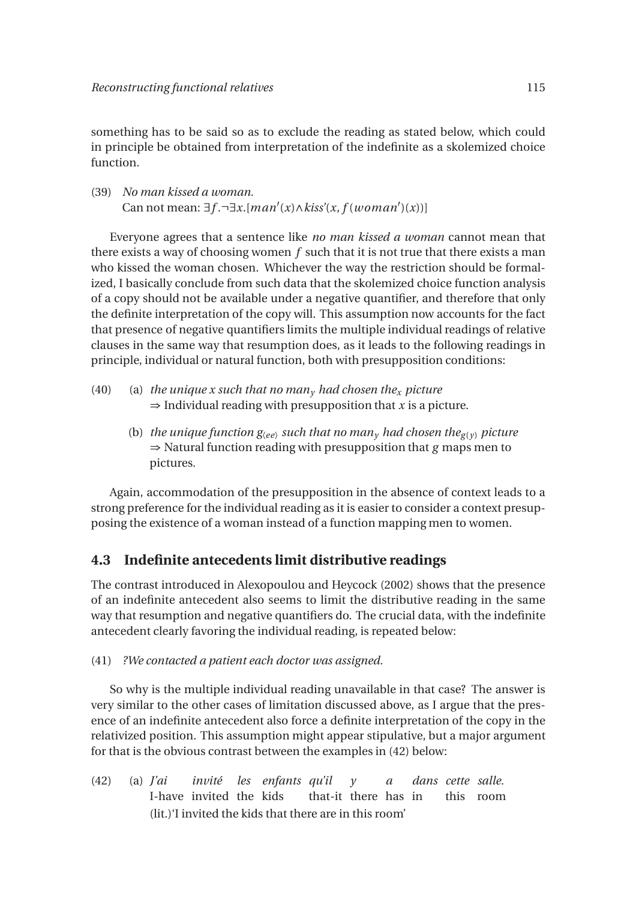something has to be said so as to exclude the reading as stated below, which could in principle be obtained from interpretation of the indefinite as a skolemized choice function.

(39) *No man kissed a woman.*
Can not mean: $\exists f.\neg\exists x.[man'(x) \wedge kiss'(x, f(woman')(x))]$

Everyone agrees that a sentence like *no man kissed a woman* cannot mean that there exists a way of choosing women $f$ such that it is not true that there exists a man who kissed the woman chosen. Whichever the way the restriction should be formalized, I basically conclude from such data that the skolemized choice function analysis of a copy should not be available under a negative quantifier, and therefore that only the definite interpretation of the copy will. This assumption now accounts for the fact that presence of negative quantifiers limits the multiple individual readings of relative clauses in the same way that resumption does, as it leads to the following readings in principle, individual or natural function, both with presupposition conditions:

(40) (a) *the unique x such that no man$_y$ had chosen the$_x$ picture*
$\Rightarrow$ Individual reading with presupposition that $x$ is a picture.

(b) *the unique function $g_{\langle ee \rangle}$ such that no man$_y$ had chosen the$_{g(y)}$ picture*
$\Rightarrow$ Natural function reading with presupposition that $g$ maps men to pictures.

Again, accommodation of the presupposition in the absence of context leads to a strong preference for the individual reading as it is easier to consider a context presupposing the existence of a woman instead of a function mapping men to women.

## 4.3 Indefinite antecedents limit distributive readings

The contrast introduced in Alexopoulou and Heycock (2002) shows that the presence of an indefinite antecedent also seems to limit the distributive reading in the same way that resumption and negative quantifiers do. The crucial data, with the indefinite antecedent clearly favoring the individual reading, is repeated below:

(41) *?We contacted a patient each doctor was assigned.*

So why is the multiple individual reading unavailable in that case? The answer is very similar to the other cases of limitation discussed above, as I argue that the presence of an indefinite antecedent also force a definite interpretation of the copy in the relativized position. This assumption might appear stipulative, but a major argument for that is the obvious contrast between the examples in (42) below:

(42) (a) *J'ai invité les enfants qu'il y a dans cette salle.*
I-have invited the kids that-it there has in this room
(lit.)'I invited the kids that there are in this room'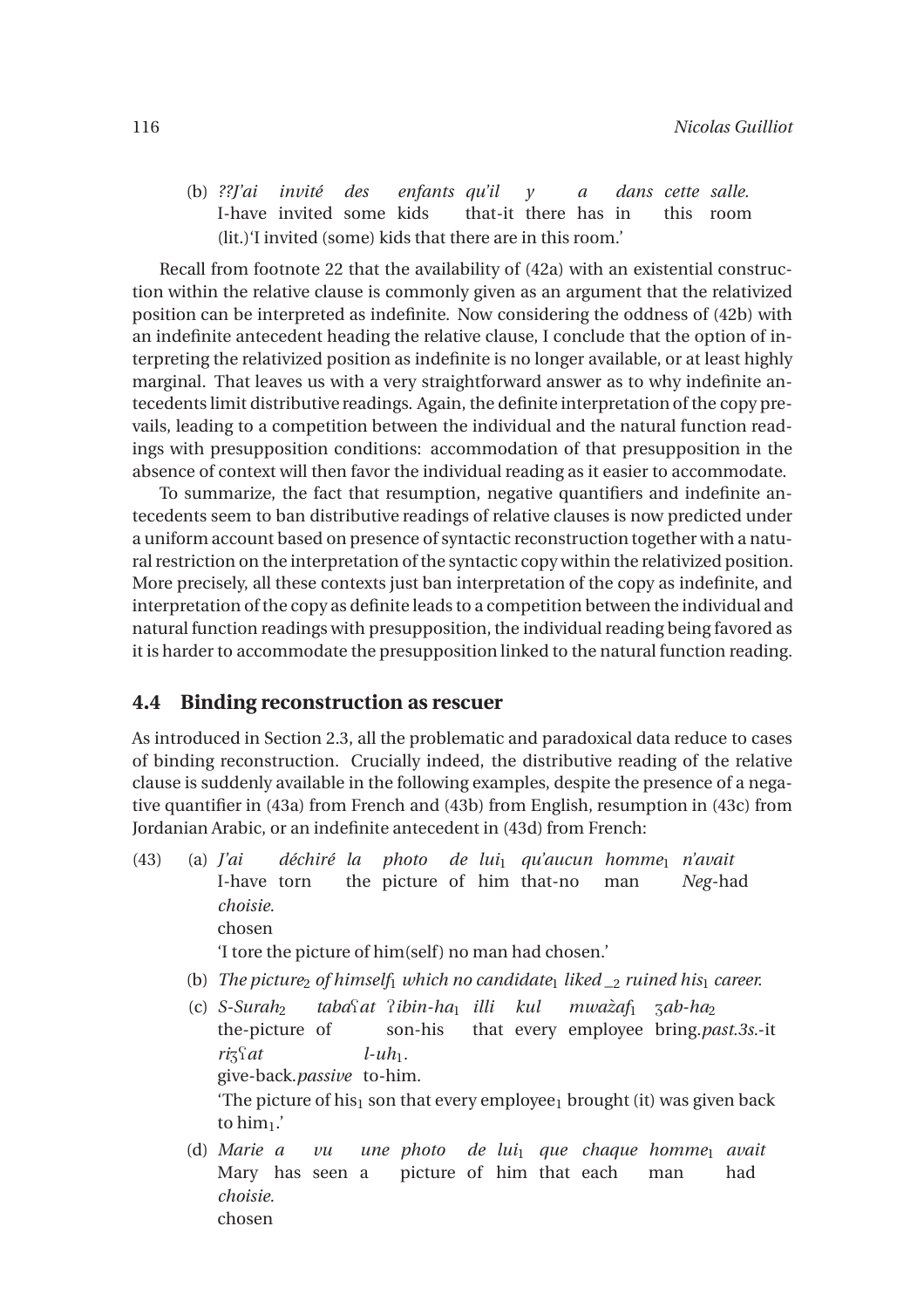(b) *??J'ai invité des enfants qu'il y a dans cette salle.*
I-have invited some kids that-it there has in this room
(lit.)'I invited (some) kids that there are in this room.'

Recall from footnote 22 that the availability of (42a) with an existential construction within the relative clause is commonly given as an argument that the relativized position can be interpreted as indefinite. Now considering the oddness of (42b) with an indefinite antecedent heading the relative clause, I conclude that the option of interpreting the relativized position as indefinite is no longer available, or at least highly marginal. That leaves us with a very straightforward answer as to why indefinite antecedents limit distributive readings. Again, the definite interpretation of the copy prevails, leading to a competition between the individual and the natural function readings with presupposition conditions: accommodation of that presupposition in the absence of context will then favor the individual reading as it easier to accommodate.

To summarize, the fact that resumption, negative quantifiers and indefinite antecedents seem to ban distributive readings of relative clauses is now predicted under a uniform account based on presence of syntactic reconstruction together with a natural restriction on the interpretation of the syntactic copy within the relativized position. More precisely, all these contexts just ban interpretation of the copy as indefinite, and interpretation of the copy as definite leads to a competition between the individual and natural function readings with presupposition, the individual reading being favored as it is harder to accommodate the presupposition linked to the natural function reading.

## 4.4 Binding reconstruction as rescuer

As introduced in Section 2.3, all the problematic and paradoxical data reduce to cases of binding reconstruction. Crucially indeed, the distributive reading of the relative clause is suddenly available in the following examples, despite the presence of a negative quantifier in (43a) from French and (43b) from English, resumption in (43c) from Jordanian Arabic, or an indefinite antecedent in (43d) from French:

(43) (a) *J'ai déchiré la photo de lui$_1$ qu'aucun homme$_1$ n'avait choisie.*
I-have torn the picture of him that-no man *Neg*-had chosen
'I tore the picture of him(self) no man had chosen.'

(b) *The picture$_2$ of himself$_1$ which no candidate$_1$ liked \_$_2$ ruined his$_1$ career.*

(c) *S-Surah$_2$ taba*ʕ*at* ʔ*ibin-ha$_1$ illi kul mwažaf$_1$* ʒ*ab-ha$_2$ ri*ʒʕ*at l-uh$_1$.*
the-picture of son-his that every employee bring.*past.3s.*-it give-back.*passive* to-him.
'The picture of his$_1$ son that every employee$_1$ brought (it) was given back to him$_1$.'

(d) *Marie a vu une photo de lui$_1$ que chaque homme$_1$ avait choisie.*
Mary has seen a picture of him that each man had chosen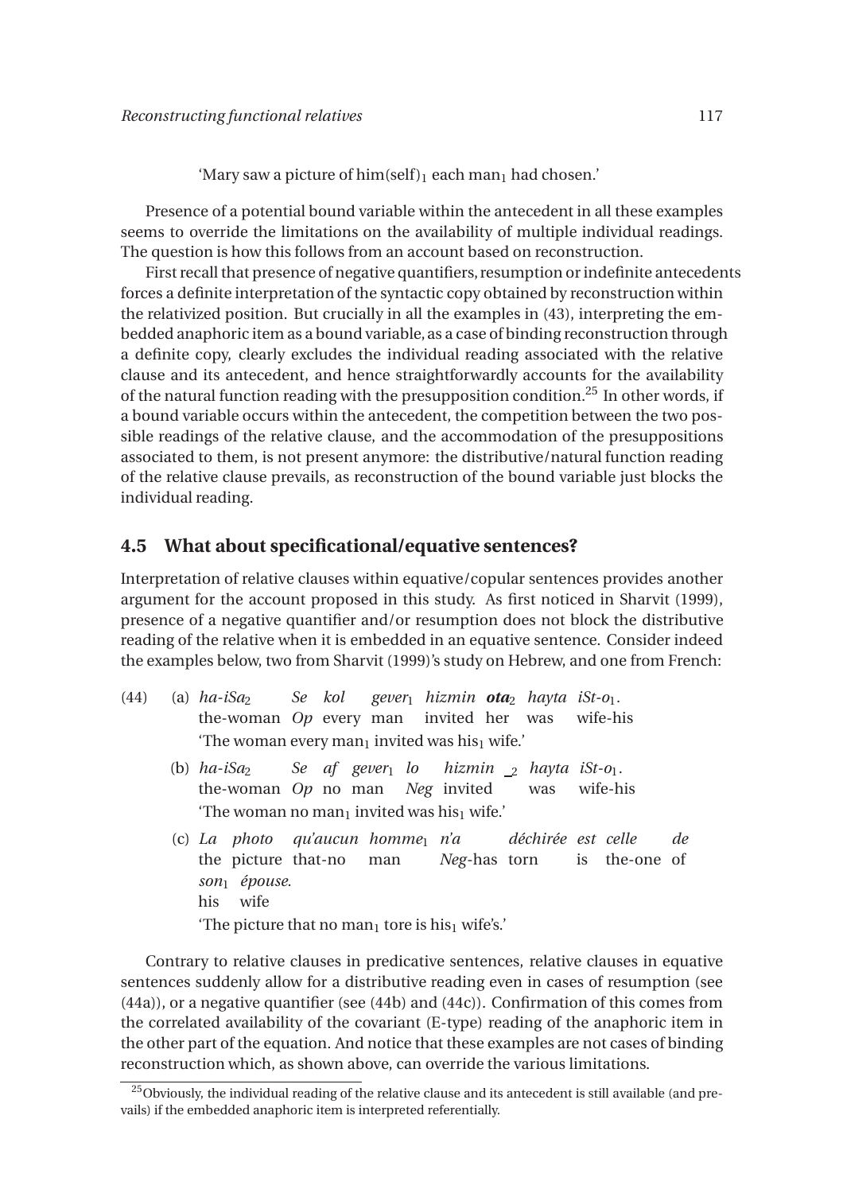'Mary saw a picture of him(self)$_1$ each man$_1$ had chosen.'

Presence of a potential bound variable within the antecedent in all these examples seems to override the limitations on the availability of multiple individual readings. The question is how this follows from an account based on reconstruction.

First recall that presence of negative quantifiers, resumption or indefinite antecedents forces a definite interpretation of the syntactic copy obtained by reconstruction within the relativized position. But crucially in all the examples in (43), interpreting the embedded anaphoric item as a bound variable, as a case of binding reconstruction through a definite copy, clearly excludes the individual reading associated with the relative clause and its antecedent, and hence straightforwardly accounts for the availability of the natural function reading with the presupposition condition.[25] In other words, if a bound variable occurs within the antecedent, the competition between the two possible readings of the relative clause, and the accommodation of the presuppositions associated to them, is not present anymore: the distributive/natural function reading of the relative clause prevails, as reconstruction of the bound variable just blocks the individual reading.

## 4.5 What about specificational/equative sentences?

Interpretation of relative clauses within equative/copular sentences provides another argument for the account proposed in this study. As first noticed in Sharvit (1999), presence of a negative quantifier and/or resumption does not block the distributive reading of the relative when it is embedded in an equative sentence. Consider indeed the examples below, two from Sharvit (1999)'s study on Hebrew, and one from French:

(44) (a) *ha-iSa*$_2$ *Se kol gever*$_1$ *hizmin* ***ota***$_2$ *hayta iSt-o*$_1$.
the-woman *Op* every man invited her was wife-his
'The woman every man$_1$ invited was his$_1$ wife.'

(b) *ha-iSa*$_2$ *Se af gever*$_1$ *lo hizmin* _$_2$ *hayta iSt-o*$_1$.
the-woman *Op* no man *Neg* invited was wife-his
'The woman no man$_1$ invited was his$_1$ wife.'

(c) *La photo qu'aucun homme*$_1$ *n'a déchirée est celle de son*$_1$ *épouse.*
the picture that-no man *Neg*-has torn is the-one of his wife
'The picture that no man$_1$ tore is his$_1$ wife's.'

Contrary to relative clauses in predicative sentences, relative clauses in equative sentences suddenly allow for a distributive reading even in cases of resumption (see (44a)), or a negative quantifier (see (44b) and (44c)). Confirmation of this comes from the correlated availability of the covariant (E-type) reading of the anaphoric item in the other part of the equation. And notice that these examples are not cases of binding reconstruction which, as shown above, can override the various limitations.

[25] Obviously, the individual reading of the relative clause and its antecedent is still available (and prevails) if the embedded anaphoric item is interpreted referentially.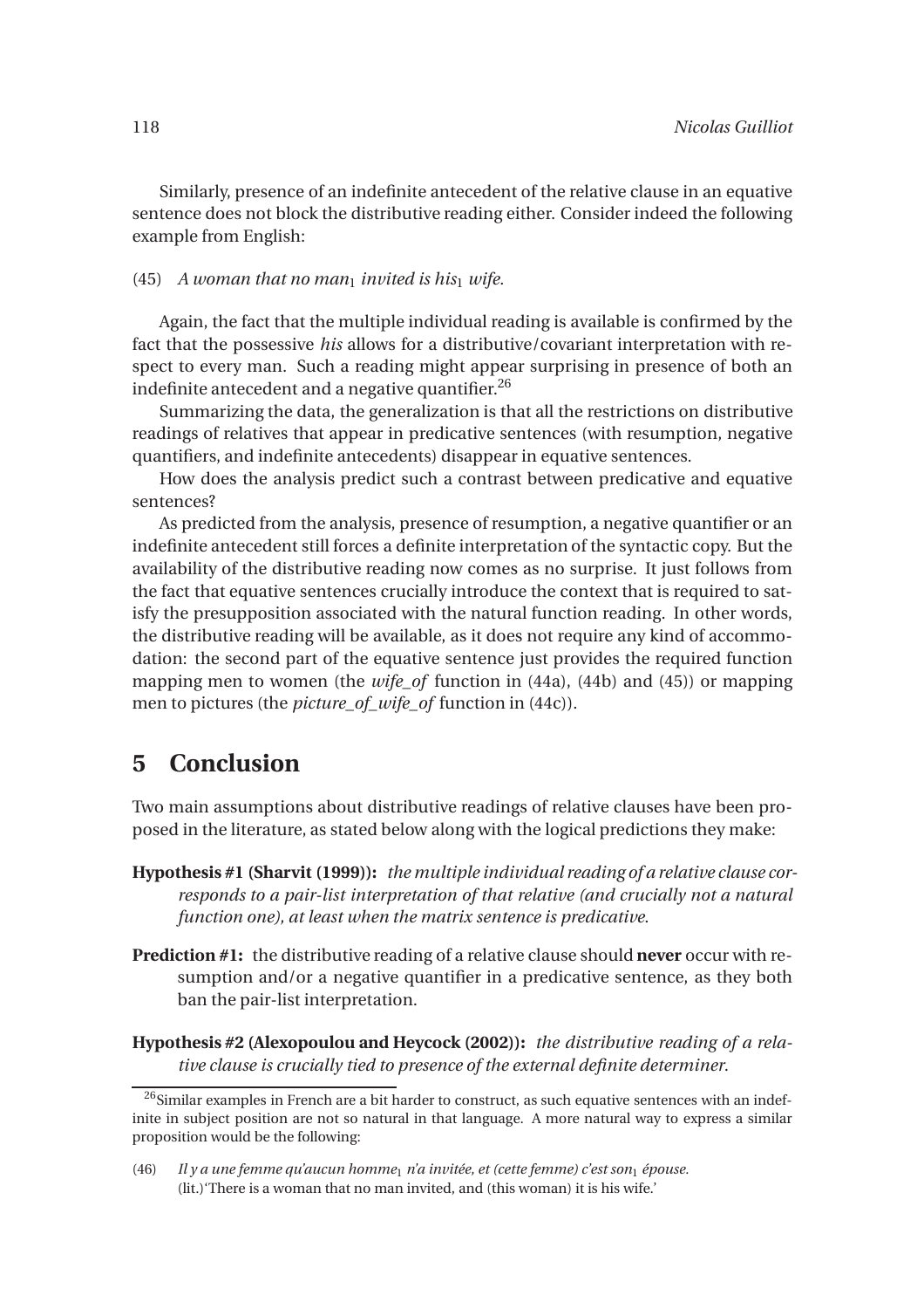Similarly, presence of an indefinite antecedent of the relative clause in an equative sentence does not block the distributive reading either. Consider indeed the following example from English:

(45) *A woman that no man$_1$ invited is his$_1$ wife.*

Again, the fact that the multiple individual reading is available is confirmed by the fact that the possessive *his* allows for a distributive/covariant interpretation with respect to every man. Such a reading might appear surprising in presence of both an indefinite antecedent and a negative quantifier.[26]

Summarizing the data, the generalization is that all the restrictions on distributive readings of relatives that appear in predicative sentences (with resumption, negative quantifiers, and indefinite antecedents) disappear in equative sentences.

How does the analysis predict such a contrast between predicative and equative sentences?

As predicted from the analysis, presence of resumption, a negative quantifier or an indefinite antecedent still forces a definite interpretation of the syntactic copy. But the availability of the distributive reading now comes as no surprise. It just follows from the fact that equative sentences crucially introduce the context that is required to satisfy the presupposition associated with the natural function reading. In other words, the distributive reading will be available, as it does not require any kind of accommodation: the second part of the equative sentence just provides the required function mapping men to women (the *wife_of* function in (44a), (44b) and (45)) or mapping men to pictures (the *picture_of_wife_of* function in (44c)).

## 5 Conclusion

Two main assumptions about distributive readings of relative clauses have been proposed in the literature, as stated below along with the logical predictions they make:

**Hypothesis #1 (Sharvit (1999)):** *the multiple individual reading of a relative clause corresponds to a pair-list interpretation of that relative (and crucially not a natural function one), at least when the matrix sentence is predicative.*

**Prediction #1:** the distributive reading of a relative clause should **never** occur with resumption and/or a negative quantifier in a predicative sentence, as they both ban the pair-list interpretation.

**Hypothesis #2 (Alexopoulou and Heycock (2002)):** *the distributive reading of a relative clause is crucially tied to presence of the external definite determiner.*

---

[26] Similar examples in French are a bit harder to construct, as such equative sentences with an indefinite in subject position are not so natural in that language. A more natural way to express a similar proposition would be the following:

(46) *Il y a une femme qu'aucun homme$_1$ n'a invitée, et (cette femme) c'est son$_1$ épouse.*
(lit.)'There is a woman that no man invited, and (this woman) it is his wife.'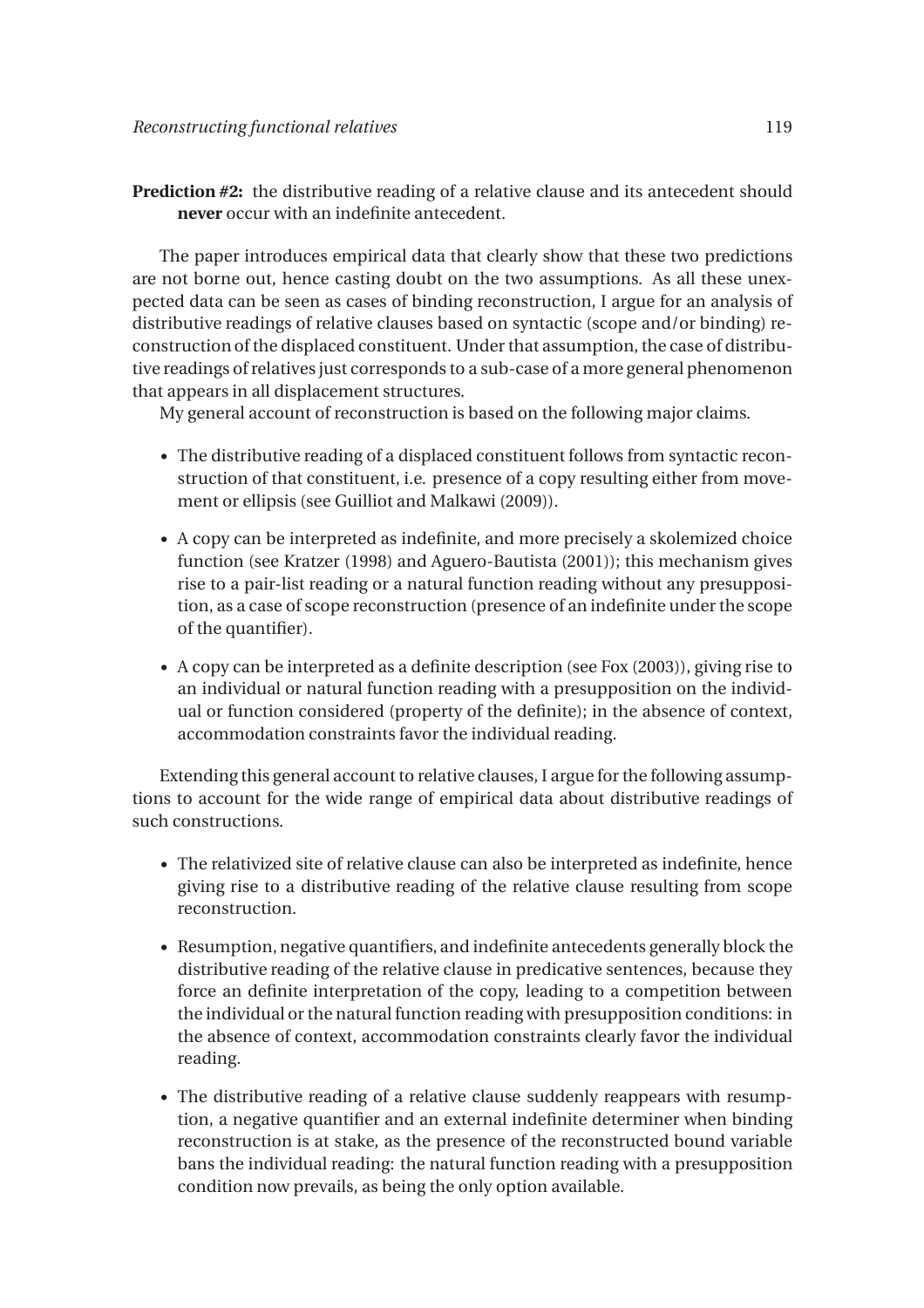**Prediction #2:** the distributive reading of a relative clause and its antecedent should **never** occur with an indefinite antecedent.

The paper introduces empirical data that clearly show that these two predictions are not borne out, hence casting doubt on the two assumptions. As all these unexpected data can be seen as cases of binding reconstruction, I argue for an analysis of distributive readings of relative clauses based on syntactic (scope and/or binding) reconstruction of the displaced constituent. Under that assumption, the case of distributive readings of relatives just corresponds to a sub-case of a more general phenomenon that appears in all displacement structures.

My general account of reconstruction is based on the following major claims.

- The distributive reading of a displaced constituent follows from syntactic reconstruction of that constituent, i.e. presence of a copy resulting either from movement or ellipsis (see Guilliot and Malkawi (2009)).
- A copy can be interpreted as indefinite, and more precisely a skolemized choice function (see Kratzer (1998) and Aguero-Bautista (2001)); this mechanism gives rise to a pair-list reading or a natural function reading without any presupposition, as a case of scope reconstruction (presence of an indefinite under the scope of the quantifier).
- A copy can be interpreted as a definite description (see Fox (2003)), giving rise to an individual or natural function reading with a presupposition on the individual or function considered (property of the definite); in the absence of context, accommodation constraints favor the individual reading.

Extending this general account to relative clauses, I argue for the following assumptions to account for the wide range of empirical data about distributive readings of such constructions.

- The relativized site of relative clause can also be interpreted as indefinite, hence giving rise to a distributive reading of the relative clause resulting from scope reconstruction.
- Resumption, negative quantifiers, and indefinite antecedents generally block the distributive reading of the relative clause in predicative sentences, because they force an definite interpretation of the copy, leading to a competition between the individual or the natural function reading with presupposition conditions: in the absence of context, accommodation constraints clearly favor the individual reading.
- The distributive reading of a relative clause suddenly reappears with resumption, a negative quantifier and an external indefinite determiner when binding reconstruction is at stake, as the presence of the reconstructed bound variable bans the individual reading: the natural function reading with a presupposition condition now prevails, as being the only option available.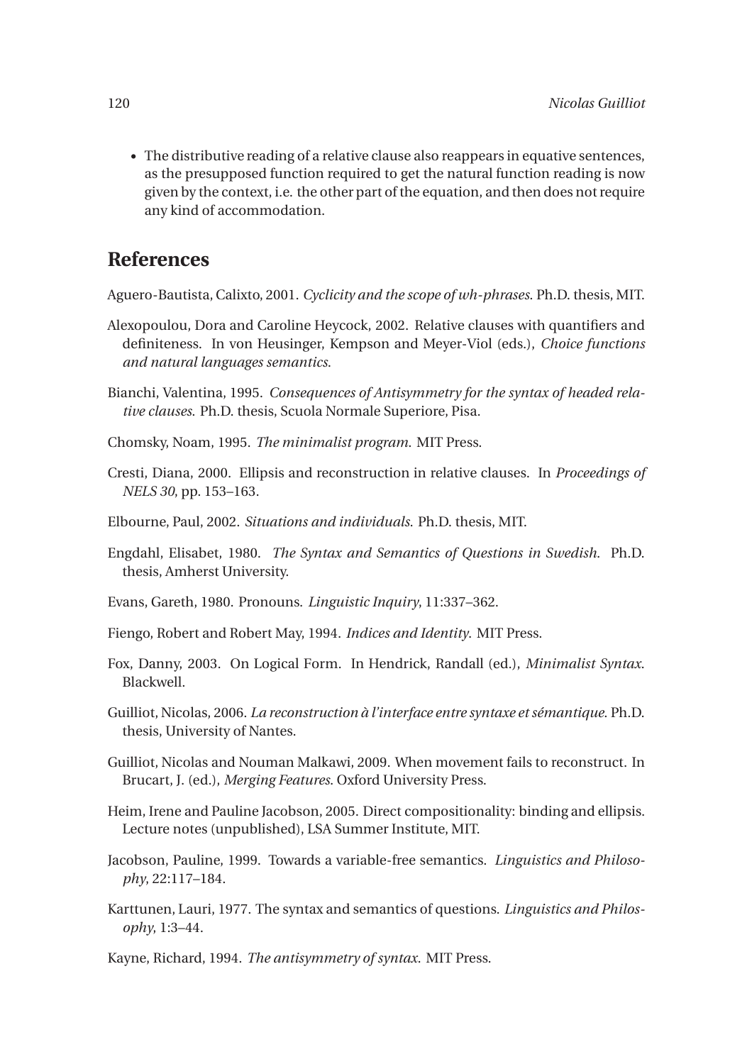- The distributive reading of a relative clause also reappears in equative sentences, as the presupposed function required to get the natural function reading is now given by the context, i.e. the other part of the equation, and then does not require any kind of accommodation.

## References

Aguero-Bautista, Calixto, 2001. *Cyclicity and the scope of wh-phrases*. Ph.D. thesis, MIT.

Alexopoulou, Dora and Caroline Heycock, 2002. Relative clauses with quantifiers and definiteness. In von Heusinger, Kempson and Meyer-Viol (eds.), *Choice functions and natural languages semantics*.

Bianchi, Valentina, 1995. *Consequences of Antisymmetry for the syntax of headed relative clauses*. Ph.D. thesis, Scuola Normale Superiore, Pisa.

Chomsky, Noam, 1995. *The minimalist program*. MIT Press.

Cresti, Diana, 2000. Ellipsis and reconstruction in relative clauses. In *Proceedings of NELS 30*, pp. 153–163.

Elbourne, Paul, 2002. *Situations and individuals*. Ph.D. thesis, MIT.

Engdahl, Elisabet, 1980. *The Syntax and Semantics of Questions in Swedish*. Ph.D. thesis, Amherst University.

Evans, Gareth, 1980. Pronouns. *Linguistic Inquiry*, 11:337–362.

Fiengo, Robert and Robert May, 1994. *Indices and Identity*. MIT Press.

Fox, Danny, 2003. On Logical Form. In Hendrick, Randall (ed.), *Minimalist Syntax*. Blackwell.

Guilliot, Nicolas, 2006. *La reconstruction à l'interface entre syntaxe et sémantique*. Ph.D. thesis, University of Nantes.

Guilliot, Nicolas and Nouman Malkawi, 2009. When movement fails to reconstruct. In Brucart, J. (ed.), *Merging Features*. Oxford University Press.

Heim, Irene and Pauline Jacobson, 2005. Direct compositionality: binding and ellipsis. Lecture notes (unpublished), LSA Summer Institute, MIT.

Jacobson, Pauline, 1999. Towards a variable-free semantics. *Linguistics and Philosophy*, 22:117–184.

Karttunen, Lauri, 1977. The syntax and semantics of questions. *Linguistics and Philosophy*, 1:3–44.

Kayne, Richard, 1994. *The antisymmetry of syntax*. MIT Press.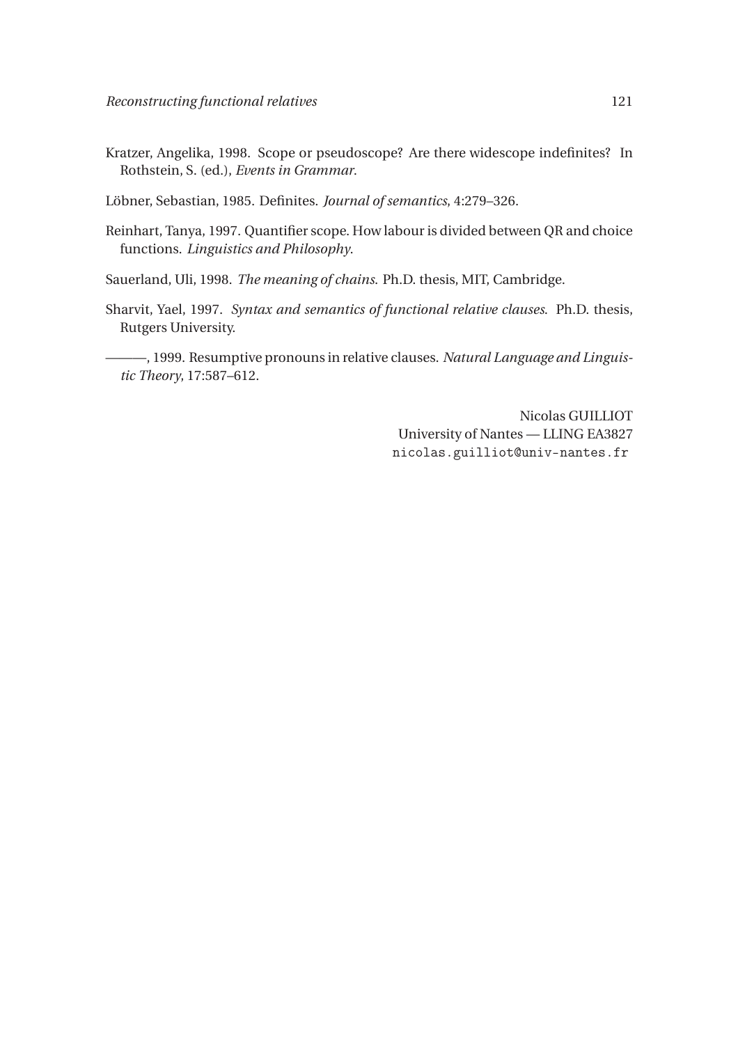Kratzer, Angelika, 1998. Scope or pseudoscope? Are there widescope indefinites? In Rothstein, S. (ed.), *Events in Grammar*.

Löbner, Sebastian, 1985. Definites. *Journal of semantics*, 4:279–326.

Reinhart, Tanya, 1997. Quantifier scope. How labour is divided between QR and choice functions. *Linguistics and Philosophy*.

Sauerland, Uli, 1998. *The meaning of chains*. Ph.D. thesis, MIT, Cambridge.

Sharvit, Yael, 1997. *Syntax and semantics of functional relative clauses*. Ph.D. thesis, Rutgers University.

———, 1999. Resumptive pronouns in relative clauses. *Natural Language and Linguistic Theory*, 17:587–612.

Nicolas GUILLIOT
University of Nantes — LLING EA3827
nicolas.guilliot@univ-nantes.fr